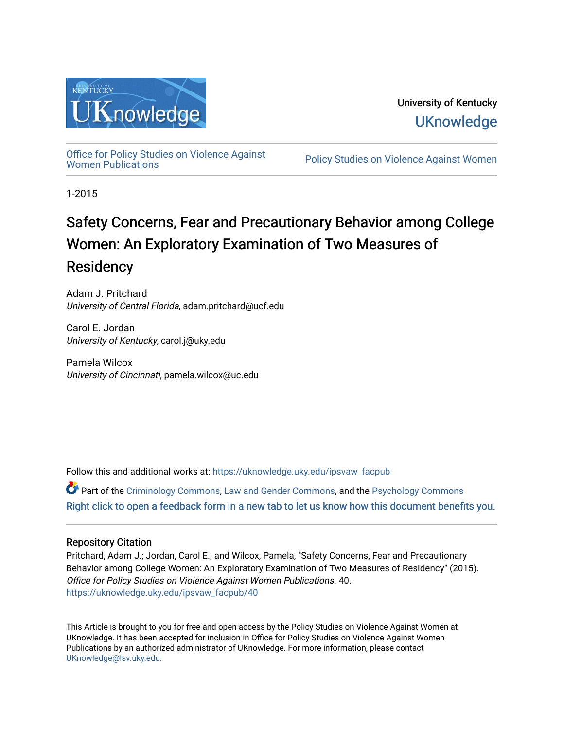University of Kentucky

UKnowledge

Office for Policy Studies on Violence Against Women Publications

Policy Studies on Violence Against Women

1-2015

# Safety Concerns, Fear and Precautionary Behavior among College Women: An Exploratory Examination of Two Measures of Residency

Adam J. Pritchard
*University of Central Florida*, adam.pritchard@ucf.edu

Carol E. Jordan
*University of Kentucky*, carol.j@uky.edu

Pamela Wilcox
*University of Cincinnati*, pamela.wilcox@uc.edu

Follow this and additional works at: https://uknowledge.uky.edu/ipsvaw_facpub

Part of the Criminology Commons, Law and Gender Commons, and the Psychology Commons

Right click to open a feedback form in a new tab to let us know how this document benefits you.

### Repository Citation

Pritchard, Adam J.; Jordan, Carol E.; and Wilcox, Pamela, "Safety Concerns, Fear and Precautionary Behavior among College Women: An Exploratory Examination of Two Measures of Residency" (2015). *Office for Policy Studies on Violence Against Women Publications*. 40.
https://uknowledge.uky.edu/ipsvaw_facpub/40

This Article is brought to you for free and open access by the Policy Studies on Violence Against Women at UKnowledge. It has been accepted for inclusion in Office for Policy Studies on Violence Against Women Publications by an authorized administrator of UKnowledge. For more information, please contact UKnowledge@lsv.uky.edu.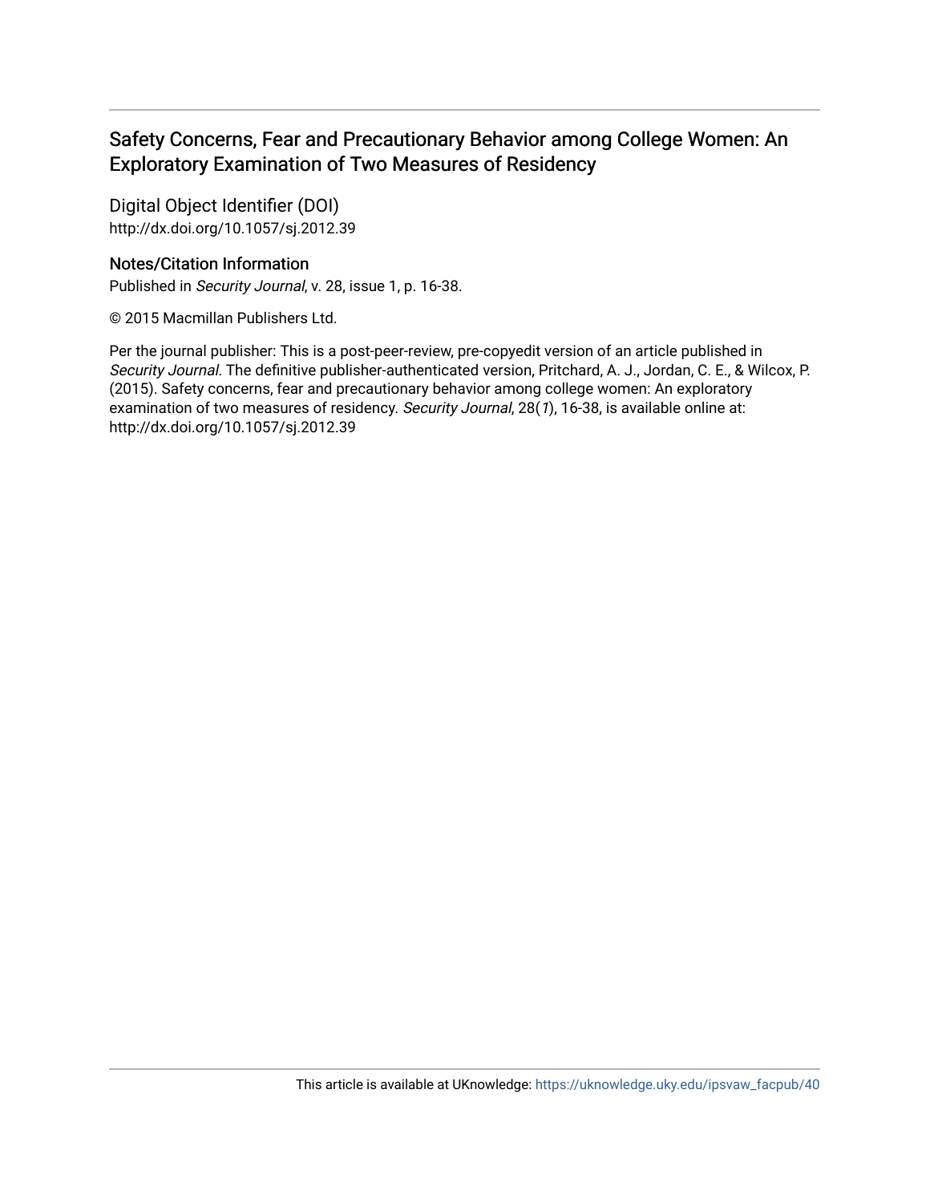# Safety Concerns, Fear and Precautionary Behavior among College Women: An Exploratory Examination of Two Measures of Residency

## Digital Object Identifier (DOI)

http://dx.doi.org/10.1057/sj.2012.39

## Notes/Citation Information

Published in *Security Journal*, v. 28, issue 1, p. 16-38.

© 2015 Macmillan Publishers Ltd.

Per the journal publisher: This is a post-peer-review, pre-copyedit version of an article published in *Security Journal*. The definitive publisher-authenticated version, Pritchard, A. J., Jordan, C. E., & Wilcox, P. (2015). Safety concerns, fear and precautionary behavior among college women: An exploratory examination of two measures of residency. *Security Journal*, 28(*1*), 16-38, is available online at: http://dx.doi.org/10.1057/sj.2012.39

This article is available at UKnowledge: https://uknowledge.uky.edu/ipsvaw_facpub/40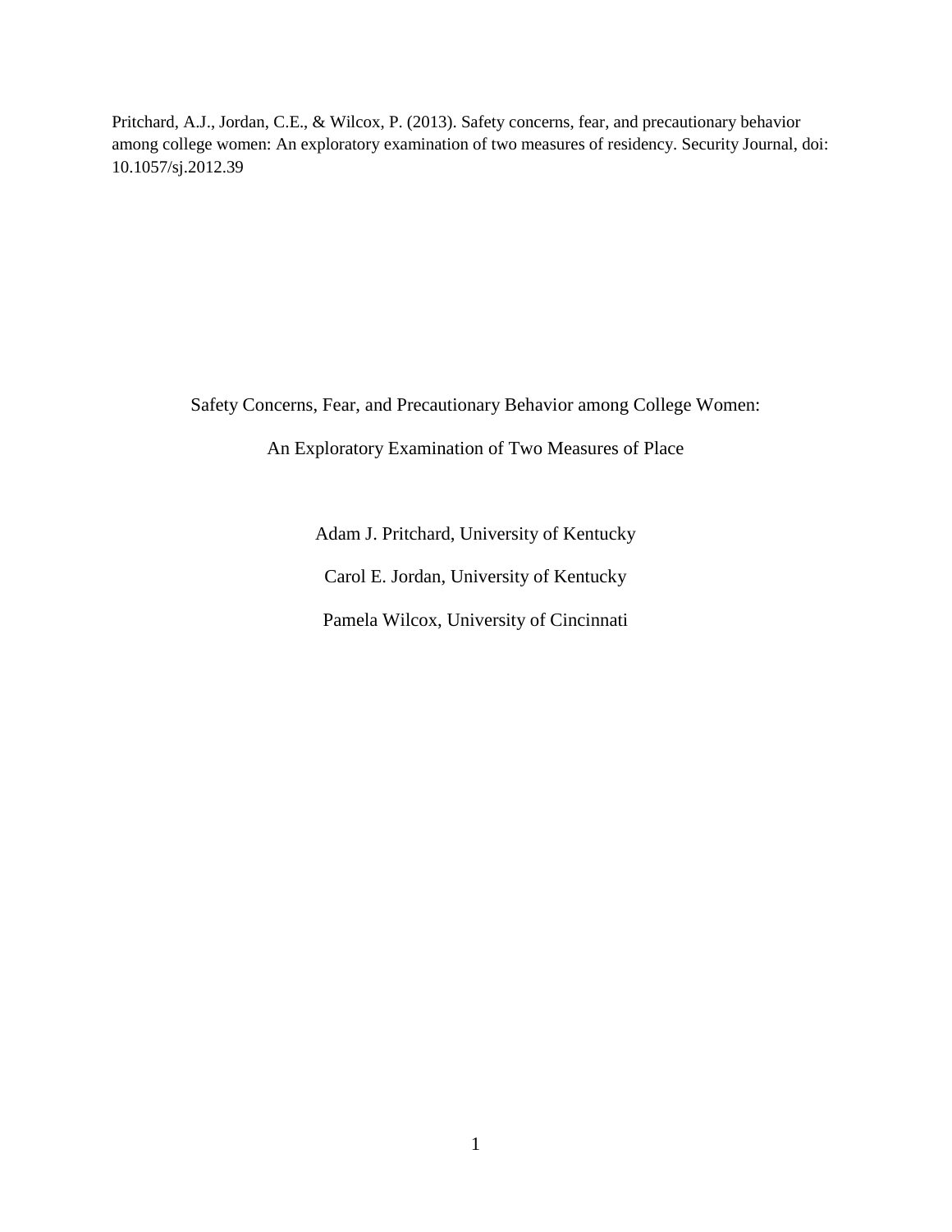Pritchard, A.J., Jordan, C.E., & Wilcox, P. (2013). Safety concerns, fear, and precautionary behavior among college women: An exploratory examination of two measures of residency. Security Journal, doi: 10.1057/sj.2012.39

# Safety Concerns, Fear, and Precautionary Behavior among College Women:

# An Exploratory Examination of Two Measures of Place

Adam J. Pritchard, University of Kentucky

Carol E. Jordan, University of Kentucky

Pamela Wilcox, University of Cincinnati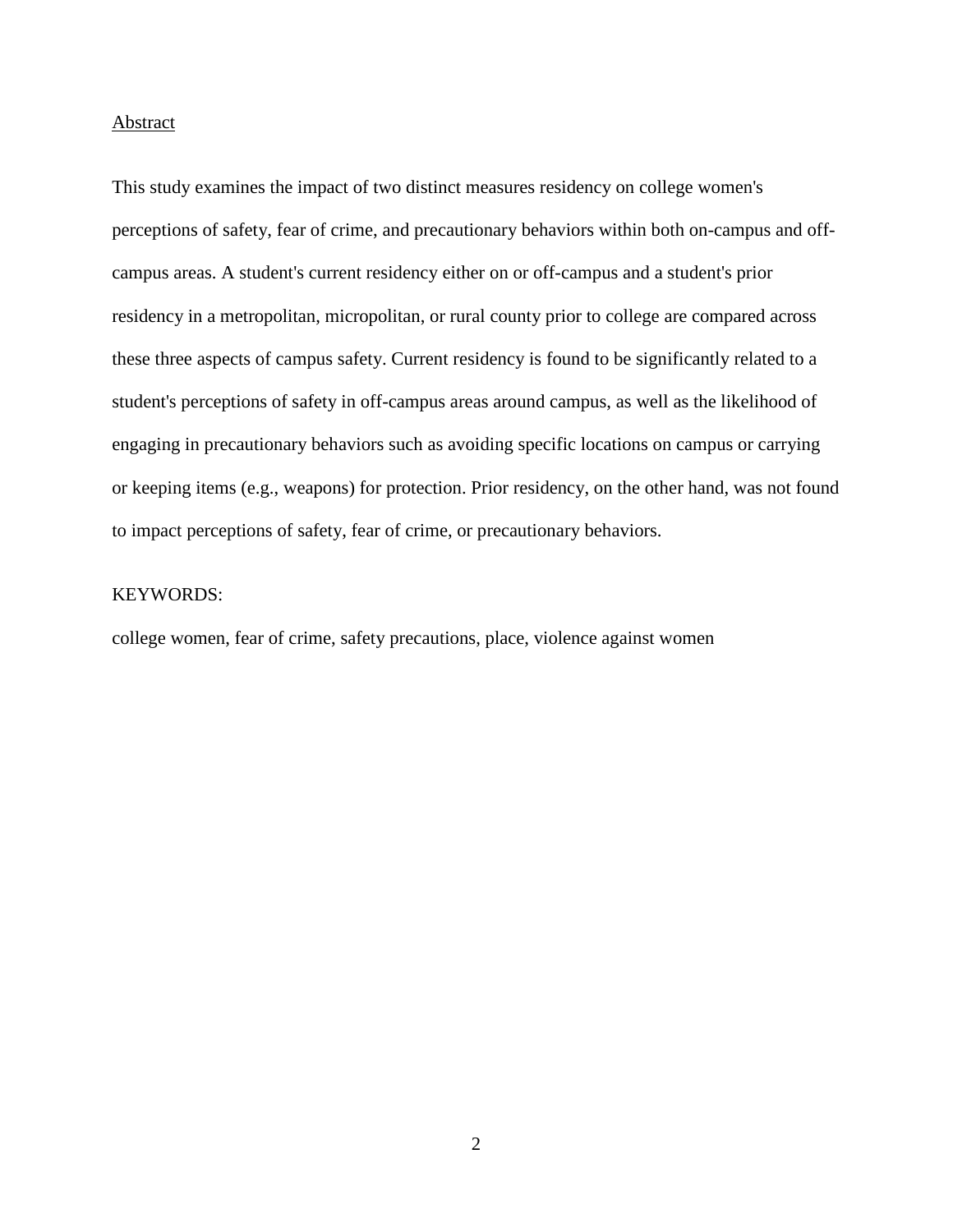## Abstract

This study examines the impact of two distinct measures residency on college women's perceptions of safety, fear of crime, and precautionary behaviors within both on-campus and off-campus areas. A student's current residency either on or off-campus and a student's prior residency in a metropolitan, micropolitan, or rural county prior to college are compared across these three aspects of campus safety. Current residency is found to be significantly related to a student's perceptions of safety in off-campus areas around campus, as well as the likelihood of engaging in precautionary behaviors such as avoiding specific locations on campus or carrying or keeping items (e.g., weapons) for protection. Prior residency, on the other hand, was not found to impact perceptions of safety, fear of crime, or precautionary behaviors.

KEYWORDS:

college women, fear of crime, safety precautions, place, violence against women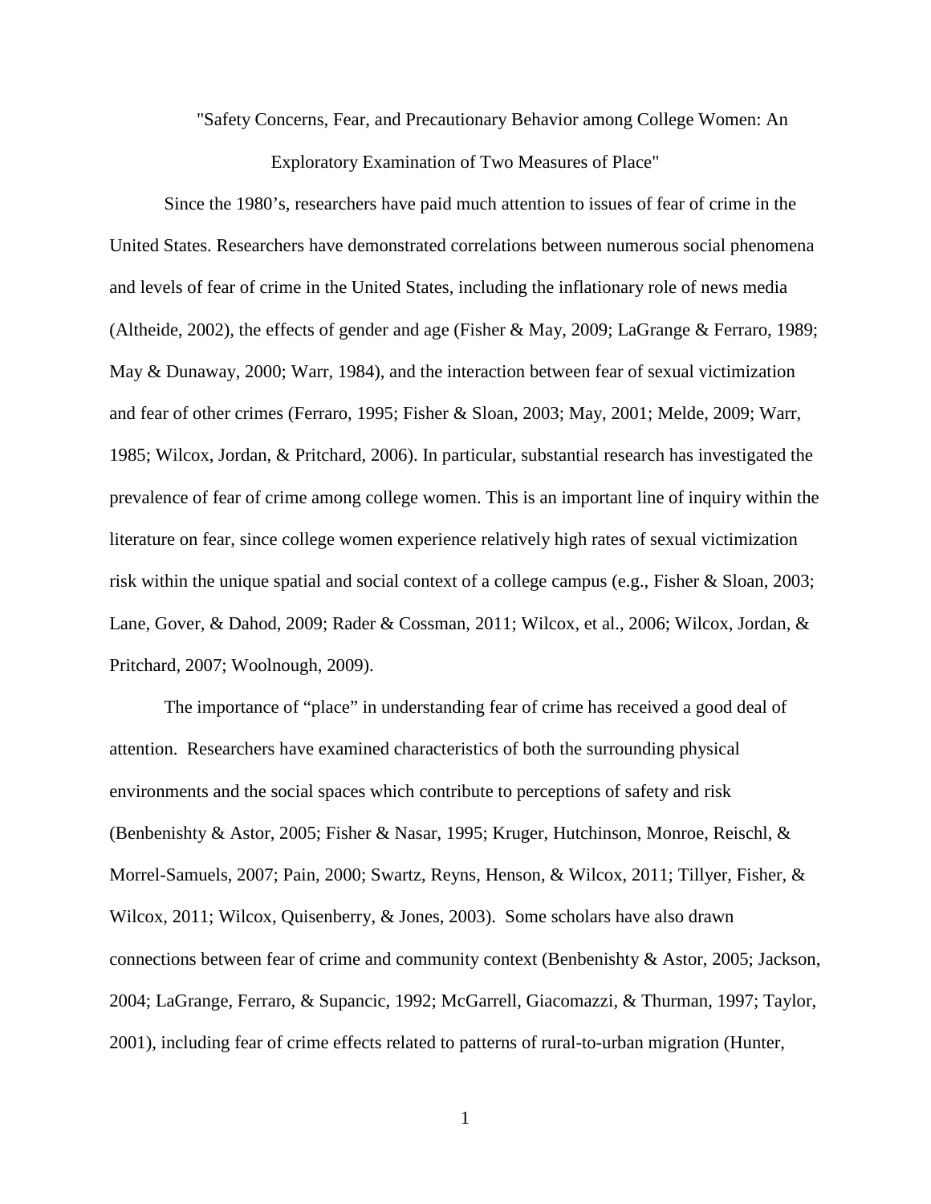"Safety Concerns, Fear, and Precautionary Behavior among College Women: An Exploratory Examination of Two Measures of Place"

Since the 1980's, researchers have paid much attention to issues of fear of crime in the United States. Researchers have demonstrated correlations between numerous social phenomena and levels of fear of crime in the United States, including the inflationary role of news media (Altheide, 2002), the effects of gender and age (Fisher & May, 2009; LaGrange & Ferraro, 1989; May & Dunaway, 2000; Warr, 1984), and the interaction between fear of sexual victimization and fear of other crimes (Ferraro, 1995; Fisher & Sloan, 2003; May, 2001; Melde, 2009; Warr, 1985; Wilcox, Jordan, & Pritchard, 2006). In particular, substantial research has investigated the prevalence of fear of crime among college women. This is an important line of inquiry within the literature on fear, since college women experience relatively high rates of sexual victimization risk within the unique spatial and social context of a college campus (e.g., Fisher & Sloan, 2003; Lane, Gover, & Dahod, 2009; Rader & Cossman, 2011; Wilcox, et al., 2006; Wilcox, Jordan, & Pritchard, 2007; Woolnough, 2009).

The importance of "place" in understanding fear of crime has received a good deal of attention. Researchers have examined characteristics of both the surrounding physical environments and the social spaces which contribute to perceptions of safety and risk (Benbenishty & Astor, 2005; Fisher & Nasar, 1995; Kruger, Hutchinson, Monroe, Reischl, & Morrel-Samuels, 2007; Pain, 2000; Swartz, Reyns, Henson, & Wilcox, 2011; Tillyer, Fisher, & Wilcox, 2011; Wilcox, Quisenberry, & Jones, 2003). Some scholars have also drawn connections between fear of crime and community context (Benbenishty & Astor, 2005; Jackson, 2004; LaGrange, Ferraro, & Supancic, 1992; McGarrell, Giacomazzi, & Thurman, 1997; Taylor, 2001), including fear of crime effects related to patterns of rural-to-urban migration (Hunter,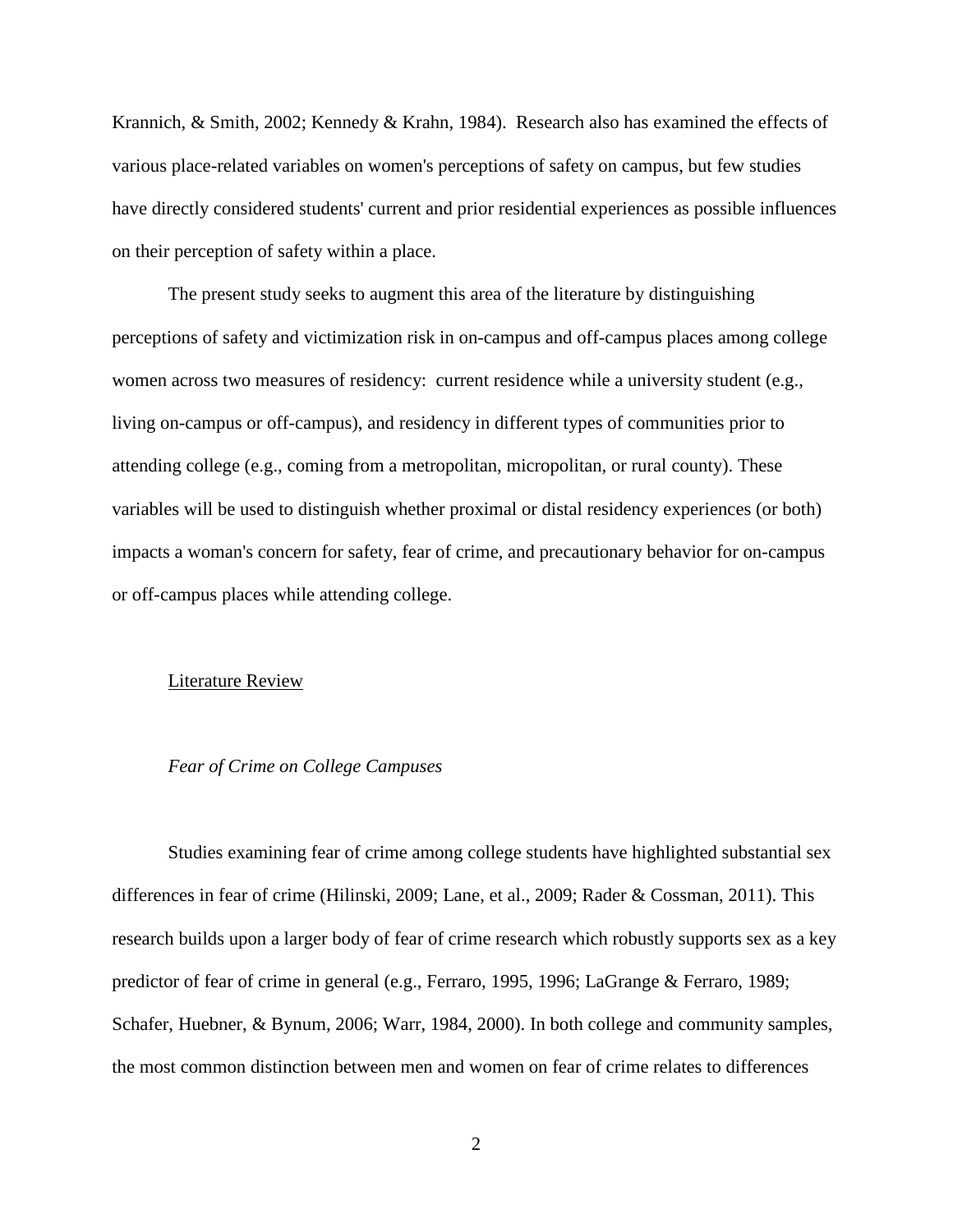Krannich, & Smith, 2002; Kennedy & Krahn, 1984). Research also has examined the effects of various place-related variables on women's perceptions of safety on campus, but few studies have directly considered students' current and prior residential experiences as possible influences on their perception of safety within a place.

The present study seeks to augment this area of the literature by distinguishing perceptions of safety and victimization risk in on-campus and off-campus places among college women across two measures of residency: current residence while a university student (e.g., living on-campus or off-campus), and residency in different types of communities prior to attending college (e.g., coming from a metropolitan, micropolitan, or rural county). These variables will be used to distinguish whether proximal or distal residency experiences (or both) impacts a woman's concern for safety, fear of crime, and precautionary behavior for on-campus or off-campus places while attending college.

## Literature Review

### *Fear of Crime on College Campuses*

Studies examining fear of crime among college students have highlighted substantial sex differences in fear of crime (Hilinski, 2009; Lane, et al., 2009; Rader & Cossman, 2011). This research builds upon a larger body of fear of crime research which robustly supports sex as a key predictor of fear of crime in general (e.g., Ferraro, 1995, 1996; LaGrange & Ferraro, 1989; Schafer, Huebner, & Bynum, 2006; Warr, 1984, 2000). In both college and community samples, the most common distinction between men and women on fear of crime relates to differences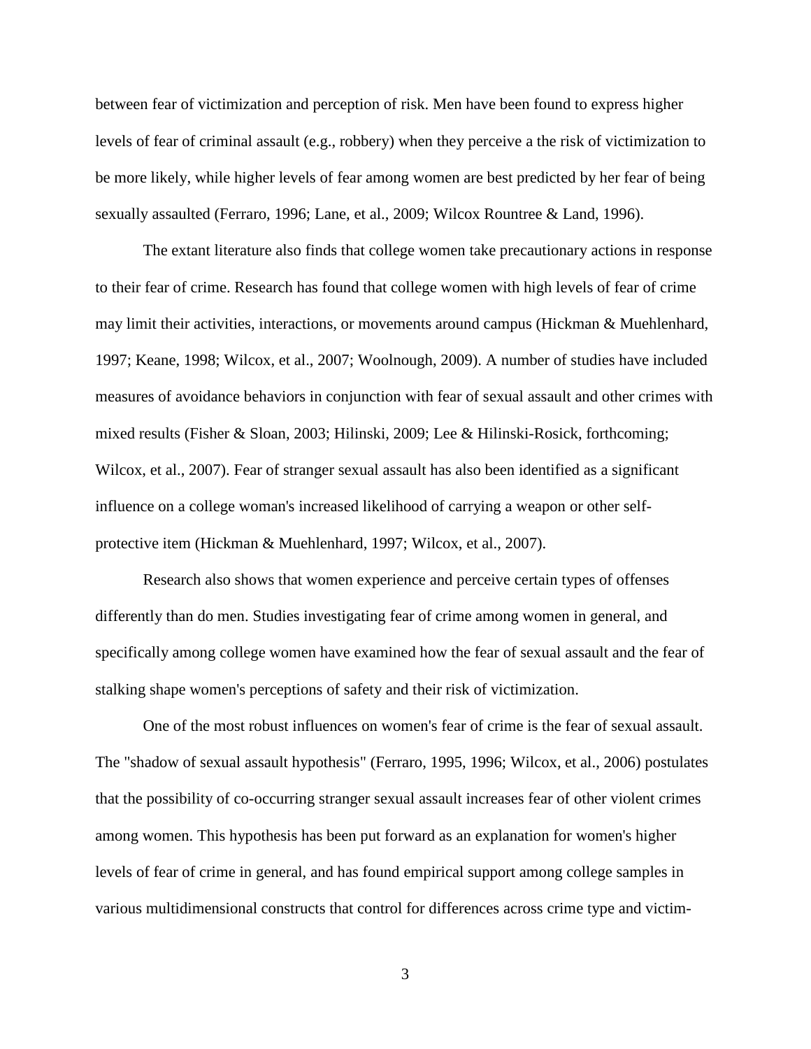between fear of victimization and perception of risk. Men have been found to express higher levels of fear of criminal assault (e.g., robbery) when they perceive a the risk of victimization to be more likely, while higher levels of fear among women are best predicted by her fear of being sexually assaulted (Ferraro, 1996; Lane, et al., 2009; Wilcox Rountree & Land, 1996).

The extant literature also finds that college women take precautionary actions in response to their fear of crime. Research has found that college women with high levels of fear of crime may limit their activities, interactions, or movements around campus (Hickman & Muehlenhard, 1997; Keane, 1998; Wilcox, et al., 2007; Woolnough, 2009). A number of studies have included measures of avoidance behaviors in conjunction with fear of sexual assault and other crimes with mixed results (Fisher & Sloan, 2003; Hilinski, 2009; Lee & Hilinski-Rosick, forthcoming; Wilcox, et al., 2007). Fear of stranger sexual assault has also been identified as a significant influence on a college woman's increased likelihood of carrying a weapon or other self-protective item (Hickman & Muehlenhard, 1997; Wilcox, et al., 2007).

Research also shows that women experience and perceive certain types of offenses differently than do men. Studies investigating fear of crime among women in general, and specifically among college women have examined how the fear of sexual assault and the fear of stalking shape women's perceptions of safety and their risk of victimization.

One of the most robust influences on women's fear of crime is the fear of sexual assault. The "shadow of sexual assault hypothesis" (Ferraro, 1995, 1996; Wilcox, et al., 2006) postulates that the possibility of co-occurring stranger sexual assault increases fear of other violent crimes among women. This hypothesis has been put forward as an explanation for women's higher levels of fear of crime in general, and has found empirical support among college samples in various multidimensional constructs that control for differences across crime type and victim-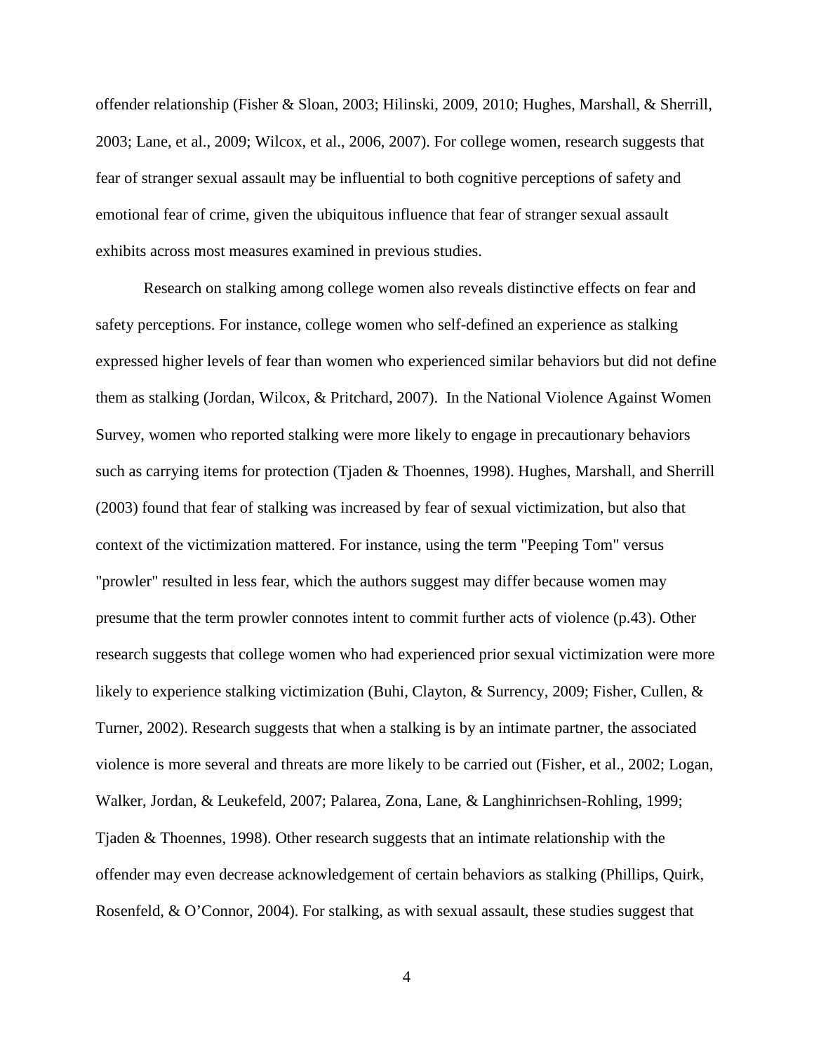offender relationship (Fisher & Sloan, 2003; Hilinski, 2009, 2010; Hughes, Marshall, & Sherrill, 2003; Lane, et al., 2009; Wilcox, et al., 2006, 2007). For college women, research suggests that fear of stranger sexual assault may be influential to both cognitive perceptions of safety and emotional fear of crime, given the ubiquitous influence that fear of stranger sexual assault exhibits across most measures examined in previous studies.

Research on stalking among college women also reveals distinctive effects on fear and safety perceptions. For instance, college women who self-defined an experience as stalking expressed higher levels of fear than women who experienced similar behaviors but did not define them as stalking (Jordan, Wilcox, & Pritchard, 2007). In the National Violence Against Women Survey, women who reported stalking were more likely to engage in precautionary behaviors such as carrying items for protection (Tjaden & Thoennes, 1998). Hughes, Marshall, and Sherrill (2003) found that fear of stalking was increased by fear of sexual victimization, but also that context of the victimization mattered. For instance, using the term "Peeping Tom" versus "prowler" resulted in less fear, which the authors suggest may differ because women may presume that the term prowler connotes intent to commit further acts of violence (p.43). Other research suggests that college women who had experienced prior sexual victimization were more likely to experience stalking victimization (Buhi, Clayton, & Surrency, 2009; Fisher, Cullen, & Turner, 2002). Research suggests that when a stalking is by an intimate partner, the associated violence is more several and threats are more likely to be carried out (Fisher, et al., 2002; Logan, Walker, Jordan, & Leukefeld, 2007; Palarea, Zona, Lane, & Langhinrichsen-Rohling, 1999; Tjaden & Thoennes, 1998). Other research suggests that an intimate relationship with the offender may even decrease acknowledgement of certain behaviors as stalking (Phillips, Quirk, Rosenfeld, & O'Connor, 2004). For stalking, as with sexual assault, these studies suggest that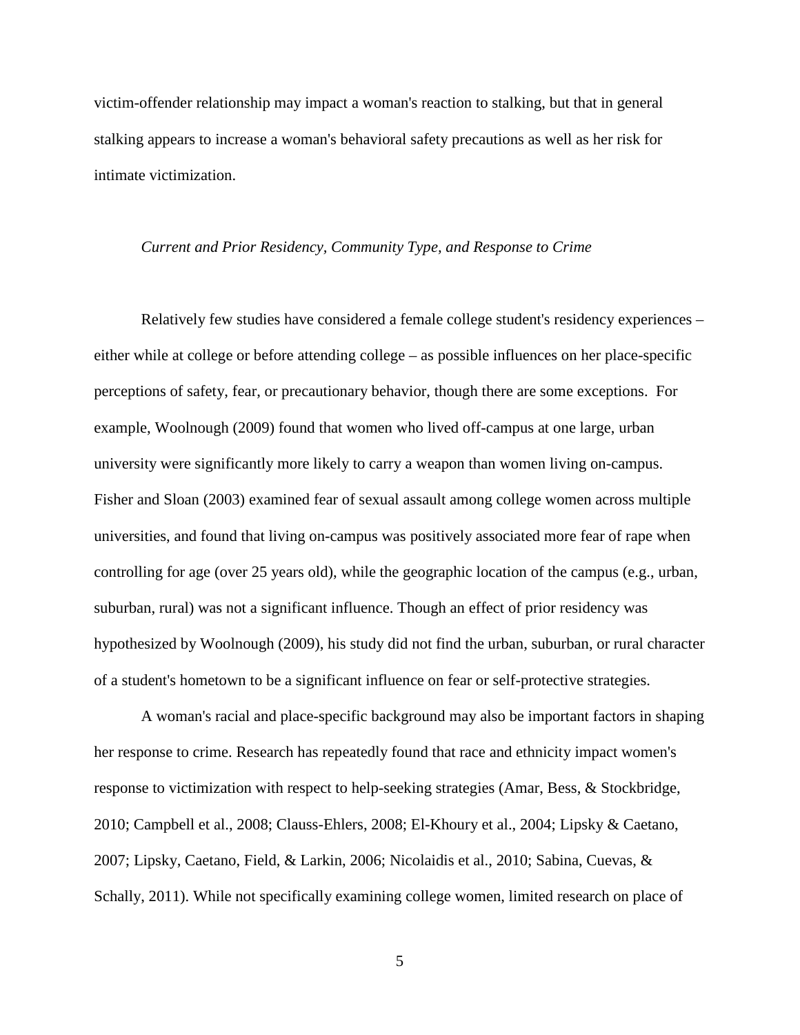victim-offender relationship may impact a woman's reaction to stalking, but that in general stalking appears to increase a woman's behavioral safety precautions as well as her risk for intimate victimization.

### *Current and Prior Residency, Community Type, and Response to Crime*

Relatively few studies have considered a female college student's residency experiences – either while at college or before attending college – as possible influences on her place-specific perceptions of safety, fear, or precautionary behavior, though there are some exceptions. For example, Woolnough (2009) found that women who lived off-campus at one large, urban university were significantly more likely to carry a weapon than women living on-campus. Fisher and Sloan (2003) examined fear of sexual assault among college women across multiple universities, and found that living on-campus was positively associated more fear of rape when controlling for age (over 25 years old), while the geographic location of the campus (e.g., urban, suburban, rural) was not a significant influence. Though an effect of prior residency was hypothesized by Woolnough (2009), his study did not find the urban, suburban, or rural character of a student's hometown to be a significant influence on fear or self-protective strategies.

A woman's racial and place-specific background may also be important factors in shaping her response to crime. Research has repeatedly found that race and ethnicity impact women's response to victimization with respect to help-seeking strategies (Amar, Bess, & Stockbridge, 2010; Campbell et al., 2008; Clauss-Ehlers, 2008; El-Khoury et al., 2004; Lipsky & Caetano, 2007; Lipsky, Caetano, Field, & Larkin, 2006; Nicolaidis et al., 2010; Sabina, Cuevas, & Schally, 2011). While not specifically examining college women, limited research on place of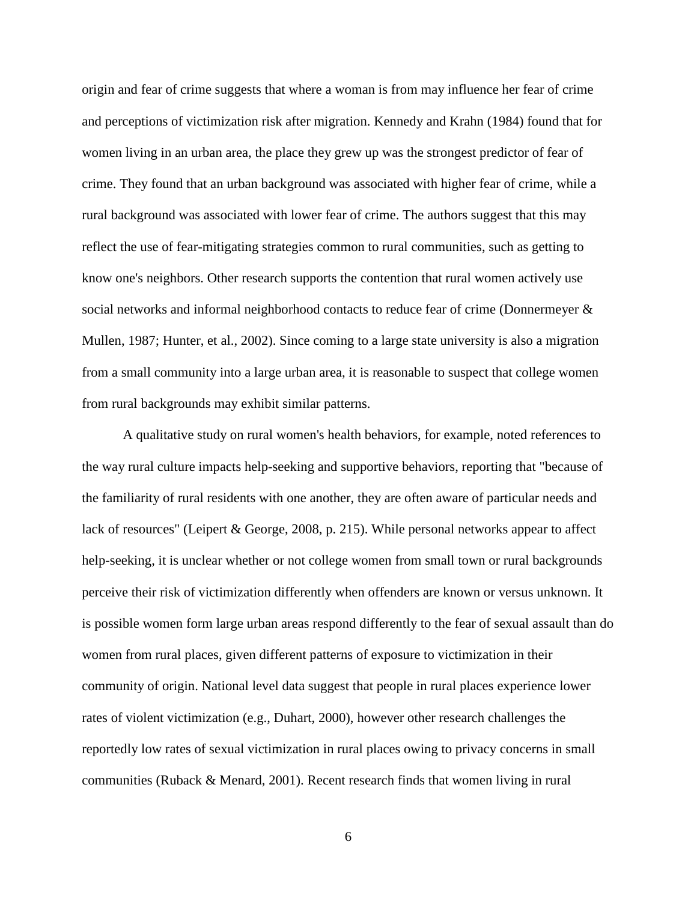origin and fear of crime suggests that where a woman is from may influence her fear of crime and perceptions of victimization risk after migration. Kennedy and Krahn (1984) found that for women living in an urban area, the place they grew up was the strongest predictor of fear of crime. They found that an urban background was associated with higher fear of crime, while a rural background was associated with lower fear of crime. The authors suggest that this may reflect the use of fear-mitigating strategies common to rural communities, such as getting to know one's neighbors. Other research supports the contention that rural women actively use social networks and informal neighborhood contacts to reduce fear of crime (Donnermeyer & Mullen, 1987; Hunter, et al., 2002). Since coming to a large state university is also a migration from a small community into a large urban area, it is reasonable to suspect that college women from rural backgrounds may exhibit similar patterns.

A qualitative study on rural women's health behaviors, for example, noted references to the way rural culture impacts help-seeking and supportive behaviors, reporting that "because of the familiarity of rural residents with one another, they are often aware of particular needs and lack of resources" (Leipert & George, 2008, p. 215). While personal networks appear to affect help-seeking, it is unclear whether or not college women from small town or rural backgrounds perceive their risk of victimization differently when offenders are known or versus unknown. It is possible women form large urban areas respond differently to the fear of sexual assault than do women from rural places, given different patterns of exposure to victimization in their community of origin. National level data suggest that people in rural places experience lower rates of violent victimization (e.g., Duhart, 2000), however other research challenges the reportedly low rates of sexual victimization in rural places owing to privacy concerns in small communities (Ruback & Menard, 2001). Recent research finds that women living in rural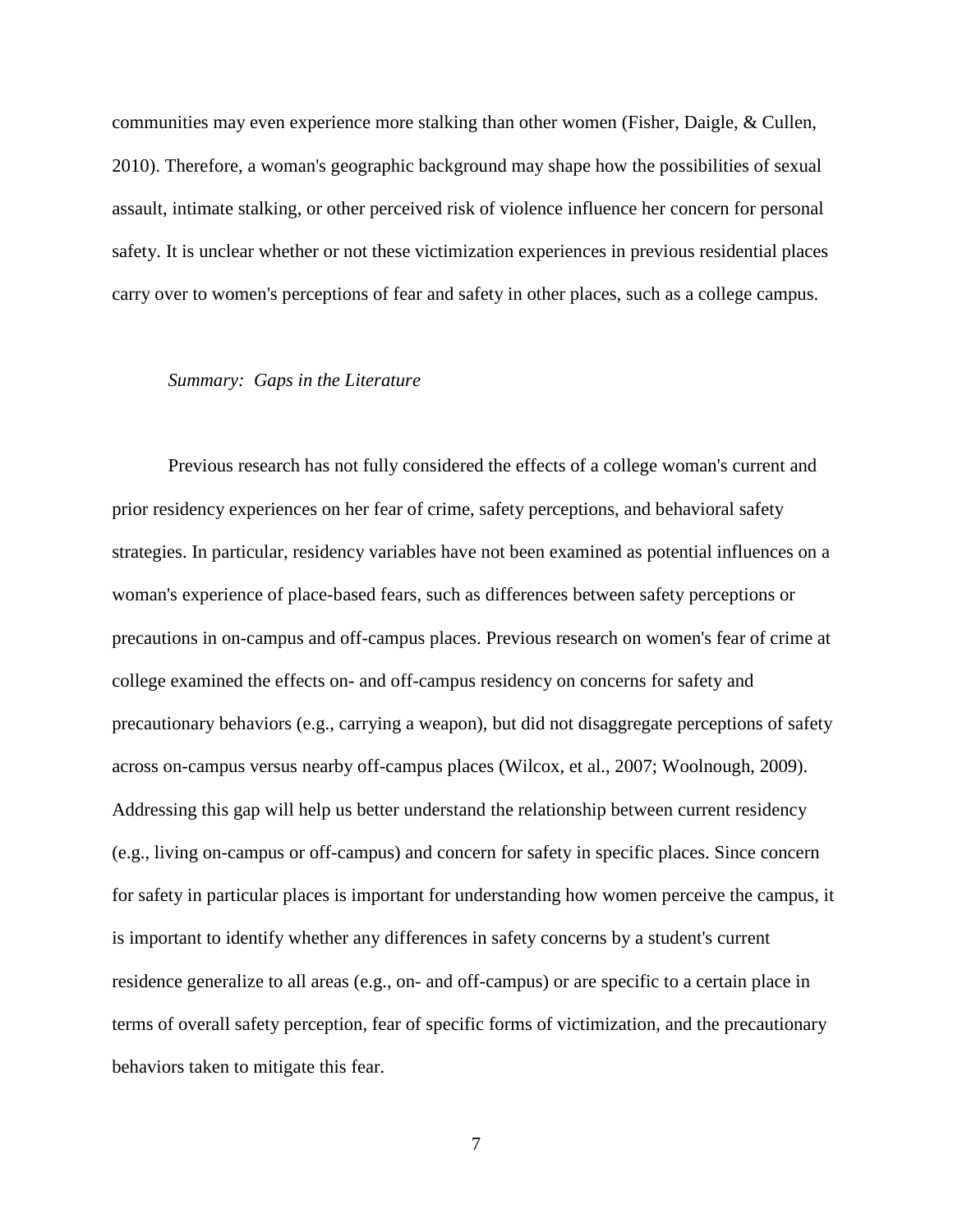communities may even experience more stalking than other women (Fisher, Daigle, & Cullen, 2010). Therefore, a woman's geographic background may shape how the possibilities of sexual assault, intimate stalking, or other perceived risk of violence influence her concern for personal safety. It is unclear whether or not these victimization experiences in previous residential places carry over to women's perceptions of fear and safety in other places, such as a college campus.

*Summary: Gaps in the Literature*

Previous research has not fully considered the effects of a college woman's current and prior residency experiences on her fear of crime, safety perceptions, and behavioral safety strategies. In particular, residency variables have not been examined as potential influences on a woman's experience of place-based fears, such as differences between safety perceptions or precautions in on-campus and off-campus places. Previous research on women's fear of crime at college examined the effects on- and off-campus residency on concerns for safety and precautionary behaviors (e.g., carrying a weapon), but did not disaggregate perceptions of safety across on-campus versus nearby off-campus places (Wilcox, et al., 2007; Woolnough, 2009). Addressing this gap will help us better understand the relationship between current residency (e.g., living on-campus or off-campus) and concern for safety in specific places. Since concern for safety in particular places is important for understanding how women perceive the campus, it is important to identify whether any differences in safety concerns by a student's current residence generalize to all areas (e.g., on- and off-campus) or are specific to a certain place in terms of overall safety perception, fear of specific forms of victimization, and the precautionary behaviors taken to mitigate this fear.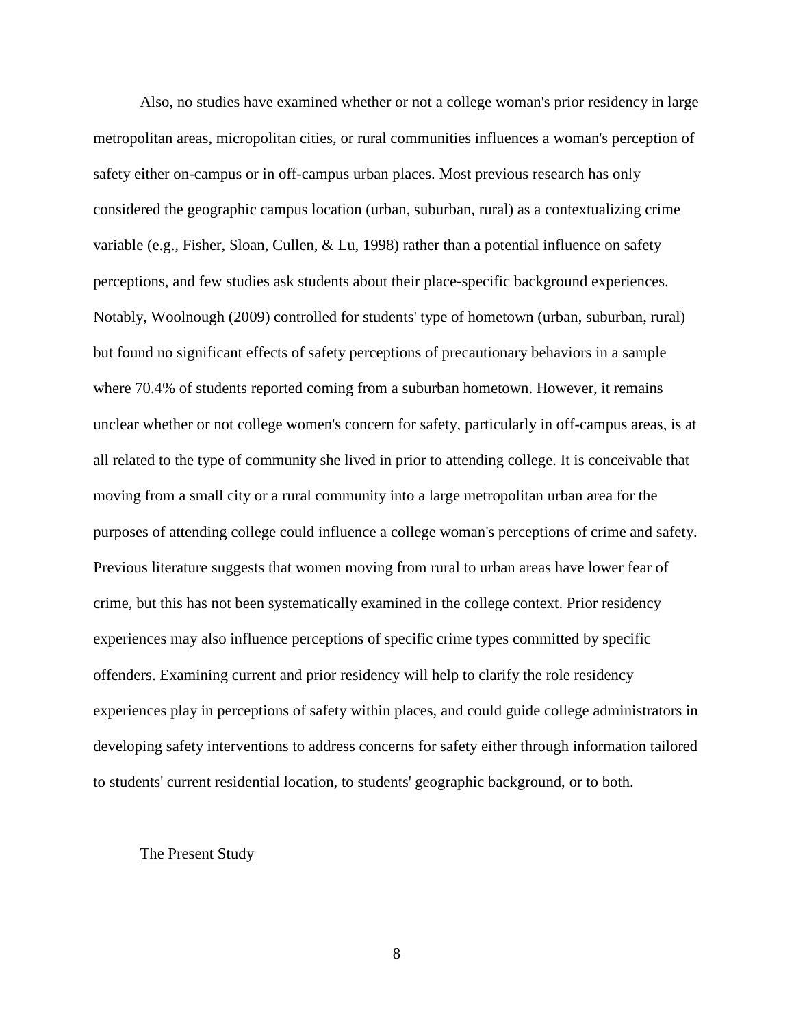Also, no studies have examined whether or not a college woman's prior residency in large metropolitan areas, micropolitan cities, or rural communities influences a woman's perception of safety either on-campus or in off-campus urban places. Most previous research has only considered the geographic campus location (urban, suburban, rural) as a contextualizing crime variable (e.g., Fisher, Sloan, Cullen, & Lu, 1998) rather than a potential influence on safety perceptions, and few studies ask students about their place-specific background experiences. Notably, Woolnough (2009) controlled for students' type of hometown (urban, suburban, rural) but found no significant effects of safety perceptions of precautionary behaviors in a sample where 70.4% of students reported coming from a suburban hometown. However, it remains unclear whether or not college women's concern for safety, particularly in off-campus areas, is at all related to the type of community she lived in prior to attending college. It is conceivable that moving from a small city or a rural community into a large metropolitan urban area for the purposes of attending college could influence a college woman's perceptions of crime and safety. Previous literature suggests that women moving from rural to urban areas have lower fear of crime, but this has not been systematically examined in the college context. Prior residency experiences may also influence perceptions of specific crime types committed by specific offenders. Examining current and prior residency will help to clarify the role residency experiences play in perceptions of safety within places, and could guide college administrators in developing safety interventions to address concerns for safety either through information tailored to students' current residential location, to students' geographic background, or to both.

## The Present Study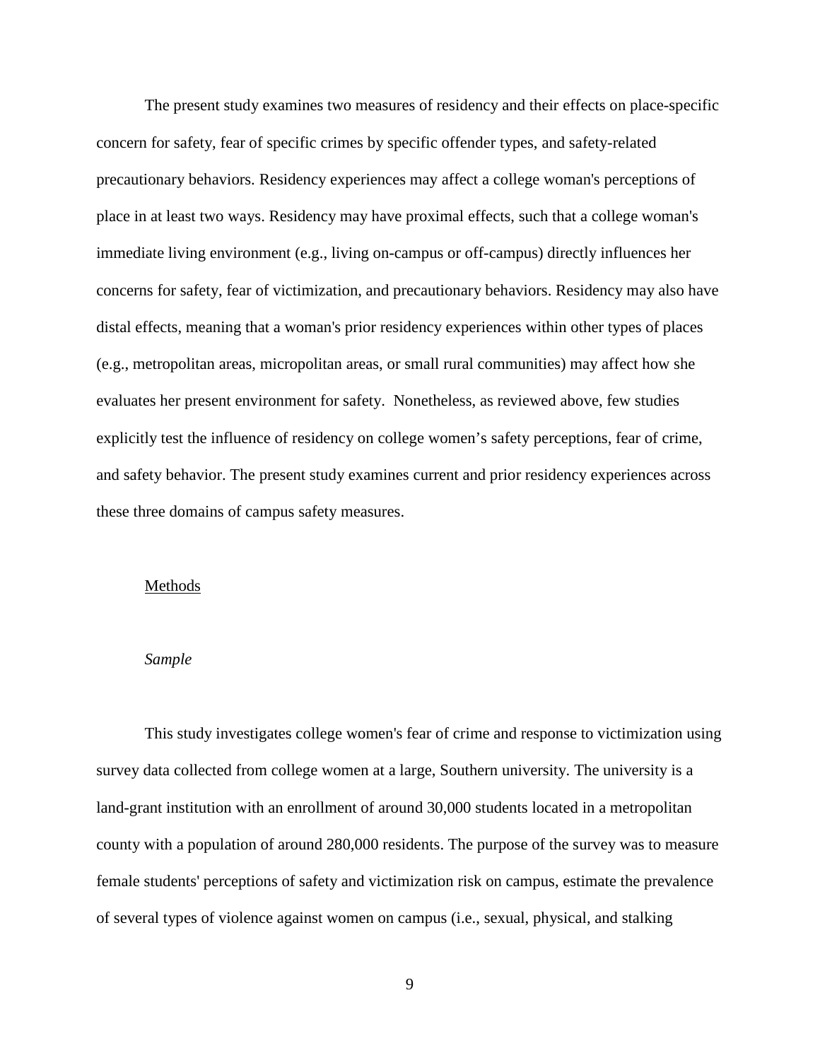The present study examines two measures of residency and their effects on place-specific concern for safety, fear of specific crimes by specific offender types, and safety-related precautionary behaviors. Residency experiences may affect a college woman's perceptions of place in at least two ways. Residency may have proximal effects, such that a college woman's immediate living environment (e.g., living on-campus or off-campus) directly influences her concerns for safety, fear of victimization, and precautionary behaviors. Residency may also have distal effects, meaning that a woman's prior residency experiences within other types of places (e.g., metropolitan areas, micropolitan areas, or small rural communities) may affect how she evaluates her present environment for safety. Nonetheless, as reviewed above, few studies explicitly test the influence of residency on college women's safety perceptions, fear of crime, and safety behavior. The present study examines current and prior residency experiences across these three domains of campus safety measures.

## Methods

### *Sample*

This study investigates college women's fear of crime and response to victimization using survey data collected from college women at a large, Southern university. The university is a land-grant institution with an enrollment of around 30,000 students located in a metropolitan county with a population of around 280,000 residents. The purpose of the survey was to measure female students' perceptions of safety and victimization risk on campus, estimate the prevalence of several types of violence against women on campus (i.e., sexual, physical, and stalking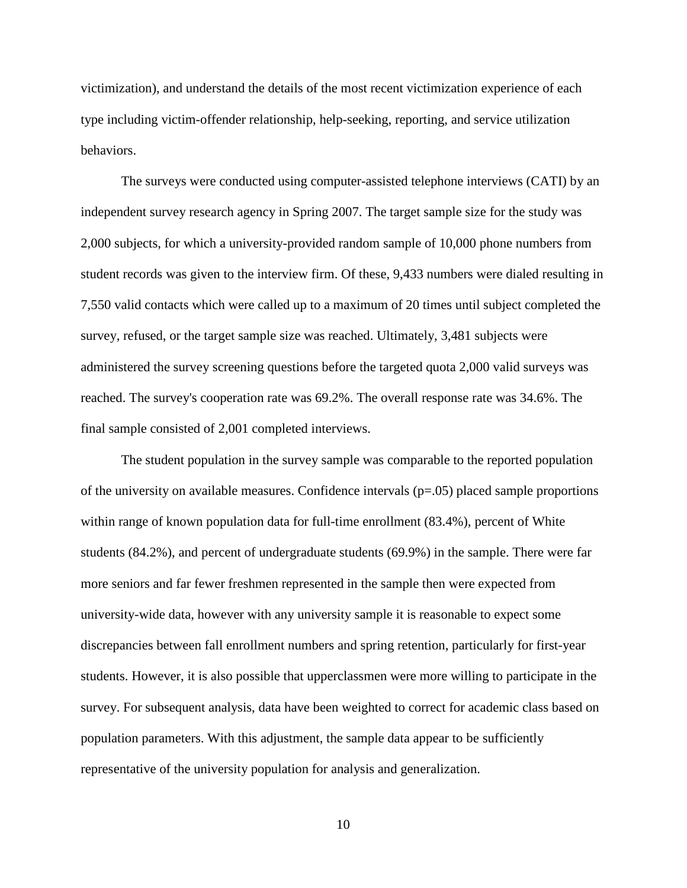victimization), and understand the details of the most recent victimization experience of each type including victim-offender relationship, help-seeking, reporting, and service utilization behaviors.

The surveys were conducted using computer-assisted telephone interviews (CATI) by an independent survey research agency in Spring 2007. The target sample size for the study was 2,000 subjects, for which a university-provided random sample of 10,000 phone numbers from student records was given to the interview firm. Of these, 9,433 numbers were dialed resulting in 7,550 valid contacts which were called up to a maximum of 20 times until subject completed the survey, refused, or the target sample size was reached. Ultimately, 3,481 subjects were administered the survey screening questions before the targeted quota 2,000 valid surveys was reached. The survey's cooperation rate was 69.2%. The overall response rate was 34.6%. The final sample consisted of 2,001 completed interviews.

The student population in the survey sample was comparable to the reported population of the university on available measures. Confidence intervals (p=.05) placed sample proportions within range of known population data for full-time enrollment (83.4%), percent of White students (84.2%), and percent of undergraduate students (69.9%) in the sample. There were far more seniors and far fewer freshmen represented in the sample then were expected from university-wide data, however with any university sample it is reasonable to expect some discrepancies between fall enrollment numbers and spring retention, particularly for first-year students. However, it is also possible that upperclassmen were more willing to participate in the survey. For subsequent analysis, data have been weighted to correct for academic class based on population parameters. With this adjustment, the sample data appear to be sufficiently representative of the university population for analysis and generalization.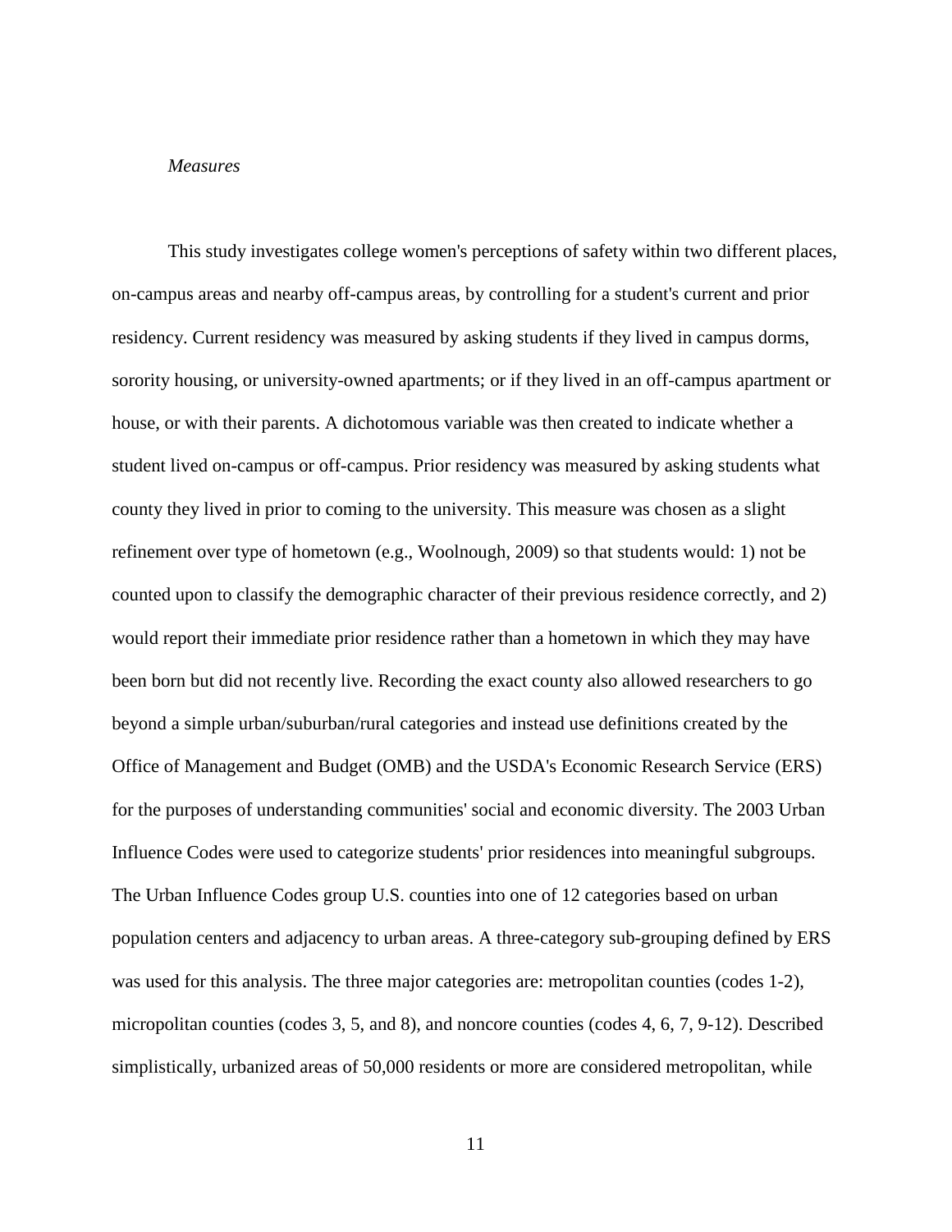*Measures*

This study investigates college women's perceptions of safety within two different places, on-campus areas and nearby off-campus areas, by controlling for a student's current and prior residency. Current residency was measured by asking students if they lived in campus dorms, sorority housing, or university-owned apartments; or if they lived in an off-campus apartment or house, or with their parents. A dichotomous variable was then created to indicate whether a student lived on-campus or off-campus. Prior residency was measured by asking students what county they lived in prior to coming to the university. This measure was chosen as a slight refinement over type of hometown (e.g., Woolnough, 2009) so that students would: 1) not be counted upon to classify the demographic character of their previous residence correctly, and 2) would report their immediate prior residence rather than a hometown in which they may have been born but did not recently live. Recording the exact county also allowed researchers to go beyond a simple urban/suburban/rural categories and instead use definitions created by the Office of Management and Budget (OMB) and the USDA's Economic Research Service (ERS) for the purposes of understanding communities' social and economic diversity. The 2003 Urban Influence Codes were used to categorize students' prior residences into meaningful subgroups. The Urban Influence Codes group U.S. counties into one of 12 categories based on urban population centers and adjacency to urban areas. A three-category sub-grouping defined by ERS was used for this analysis. The three major categories are: metropolitan counties (codes 1-2), micropolitan counties (codes 3, 5, and 8), and noncore counties (codes 4, 6, 7, 9-12). Described simplistically, urbanized areas of 50,000 residents or more are considered metropolitan, while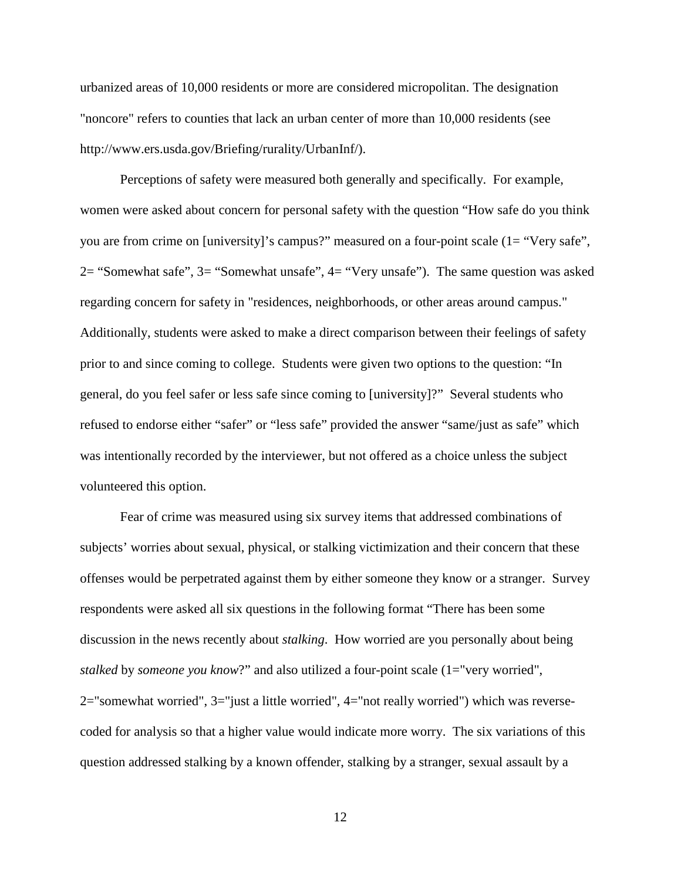urbanized areas of 10,000 residents or more are considered micropolitan. The designation "noncore" refers to counties that lack an urban center of more than 10,000 residents (see http://www.ers.usda.gov/Briefing/rurality/UrbanInf/).

Perceptions of safety were measured both generally and specifically. For example, women were asked about concern for personal safety with the question "How safe do you think you are from crime on [university]'s campus?" measured on a four-point scale (1= "Very safe", 2= "Somewhat safe", 3= "Somewhat unsafe", 4= "Very unsafe"). The same question was asked regarding concern for safety in "residences, neighborhoods, or other areas around campus." Additionally, students were asked to make a direct comparison between their feelings of safety prior to and since coming to college. Students were given two options to the question: "In general, do you feel safer or less safe since coming to [university]?" Several students who refused to endorse either "safer" or "less safe" provided the answer "same/just as safe" which was intentionally recorded by the interviewer, but not offered as a choice unless the subject volunteered this option.

Fear of crime was measured using six survey items that addressed combinations of subjects' worries about sexual, physical, or stalking victimization and their concern that these offenses would be perpetrated against them by either someone they know or a stranger. Survey respondents were asked all six questions in the following format "There has been some discussion in the news recently about *stalking*. How worried are you personally about being *stalked* by *someone you know*?" and also utilized a four-point scale (1="very worried", 2="somewhat worried", 3="just a little worried", 4="not really worried") which was reverse-coded for analysis so that a higher value would indicate more worry. The six variations of this question addressed stalking by a known offender, stalking by a stranger, sexual assault by a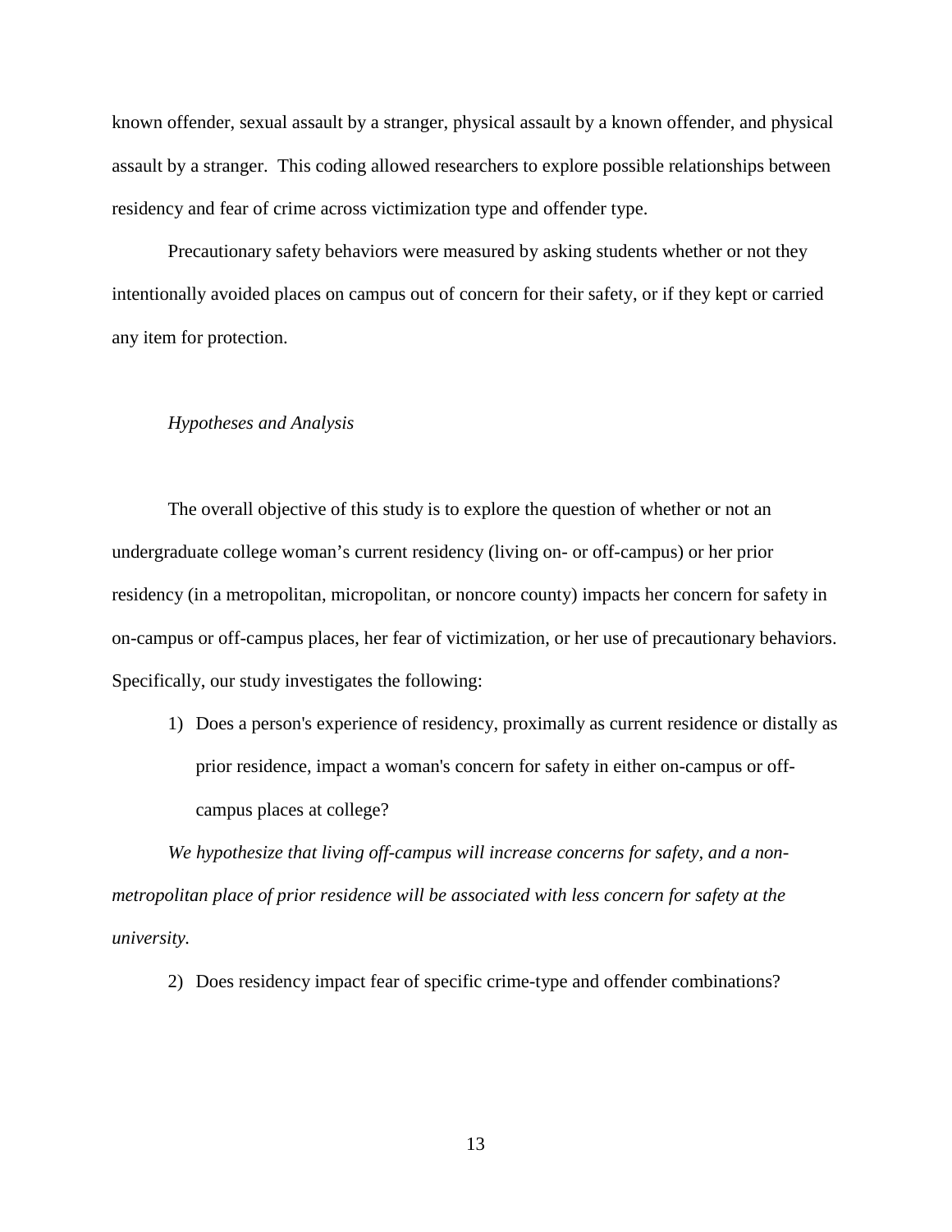known offender, sexual assault by a stranger, physical assault by a known offender, and physical assault by a stranger. This coding allowed researchers to explore possible relationships between residency and fear of crime across victimization type and offender type.

Precautionary safety behaviors were measured by asking students whether or not they intentionally avoided places on campus out of concern for their safety, or if they kept or carried any item for protection.

### *Hypotheses and Analysis*

The overall objective of this study is to explore the question of whether or not an undergraduate college woman's current residency (living on- or off-campus) or her prior residency (in a metropolitan, micropolitan, or noncore county) impacts her concern for safety in on-campus or off-campus places, her fear of victimization, or her use of precautionary behaviors. Specifically, our study investigates the following:

1) Does a person's experience of residency, proximally as current residence or distally as prior residence, impact a woman's concern for safety in either on-campus or off-campus places at college?

*We hypothesize that living off-campus will increase concerns for safety, and a non-metropolitan place of prior residence will be associated with less concern for safety at the university.*

2) Does residency impact fear of specific crime-type and offender combinations?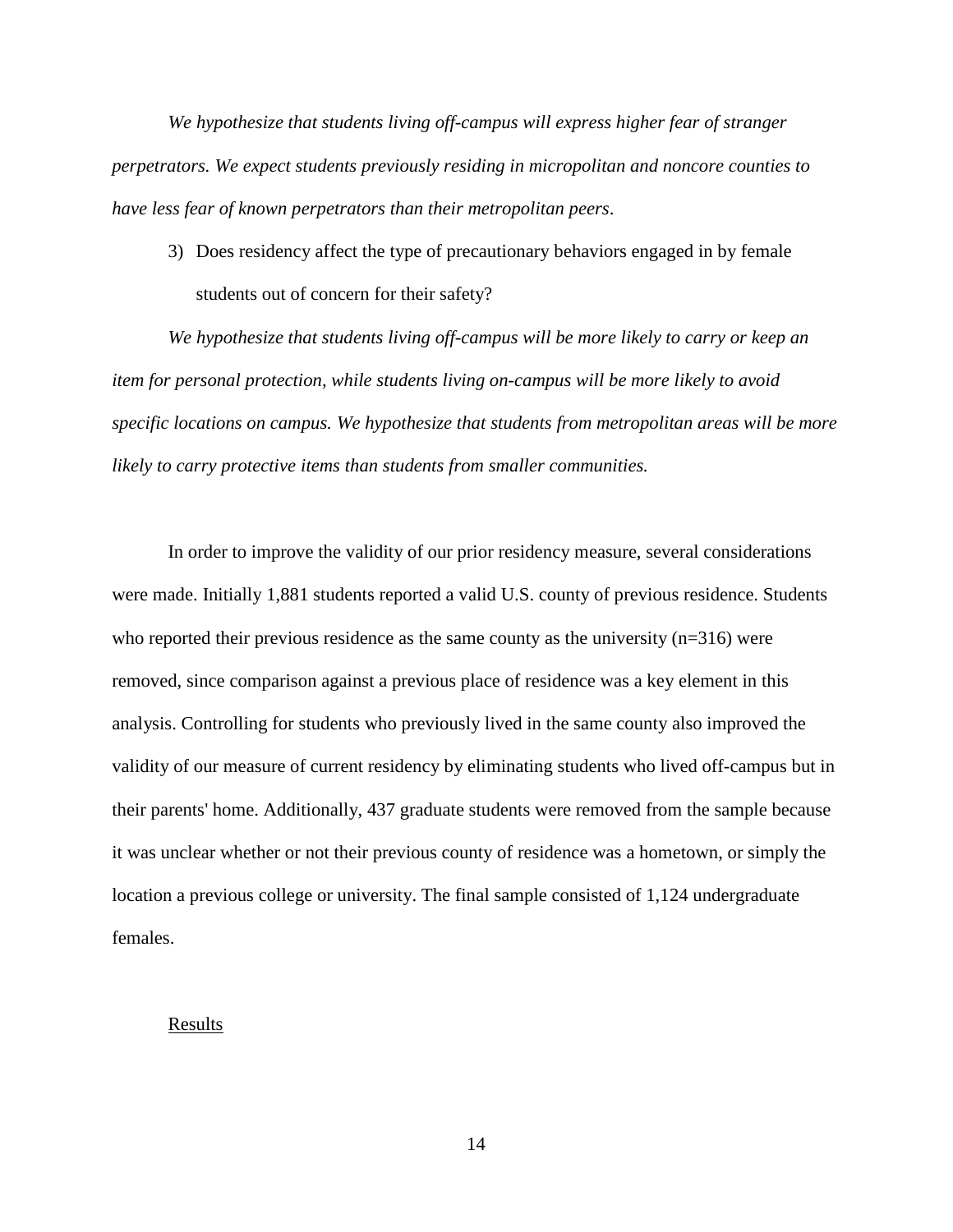*We hypothesize that students living off-campus will express higher fear of stranger perpetrators. We expect students previously residing in micropolitan and noncore counties to have less fear of known perpetrators than their metropolitan peers*.

3) Does residency affect the type of precautionary behaviors engaged in by female students out of concern for their safety?

*We hypothesize that students living off-campus will be more likely to carry or keep an item for personal protection, while students living on-campus will be more likely to avoid specific locations on campus. We hypothesize that students from metropolitan areas will be more likely to carry protective items than students from smaller communities.*

In order to improve the validity of our prior residency measure, several considerations were made. Initially 1,881 students reported a valid U.S. county of previous residence. Students who reported their previous residence as the same county as the university (n=316) were removed, since comparison against a previous place of residence was a key element in this analysis. Controlling for students who previously lived in the same county also improved the validity of our measure of current residency by eliminating students who lived off-campus but in their parents' home. Additionally, 437 graduate students were removed from the sample because it was unclear whether or not their previous county of residence was a hometown, or simply the location a previous college or university. The final sample consisted of 1,124 undergraduate females.

## Results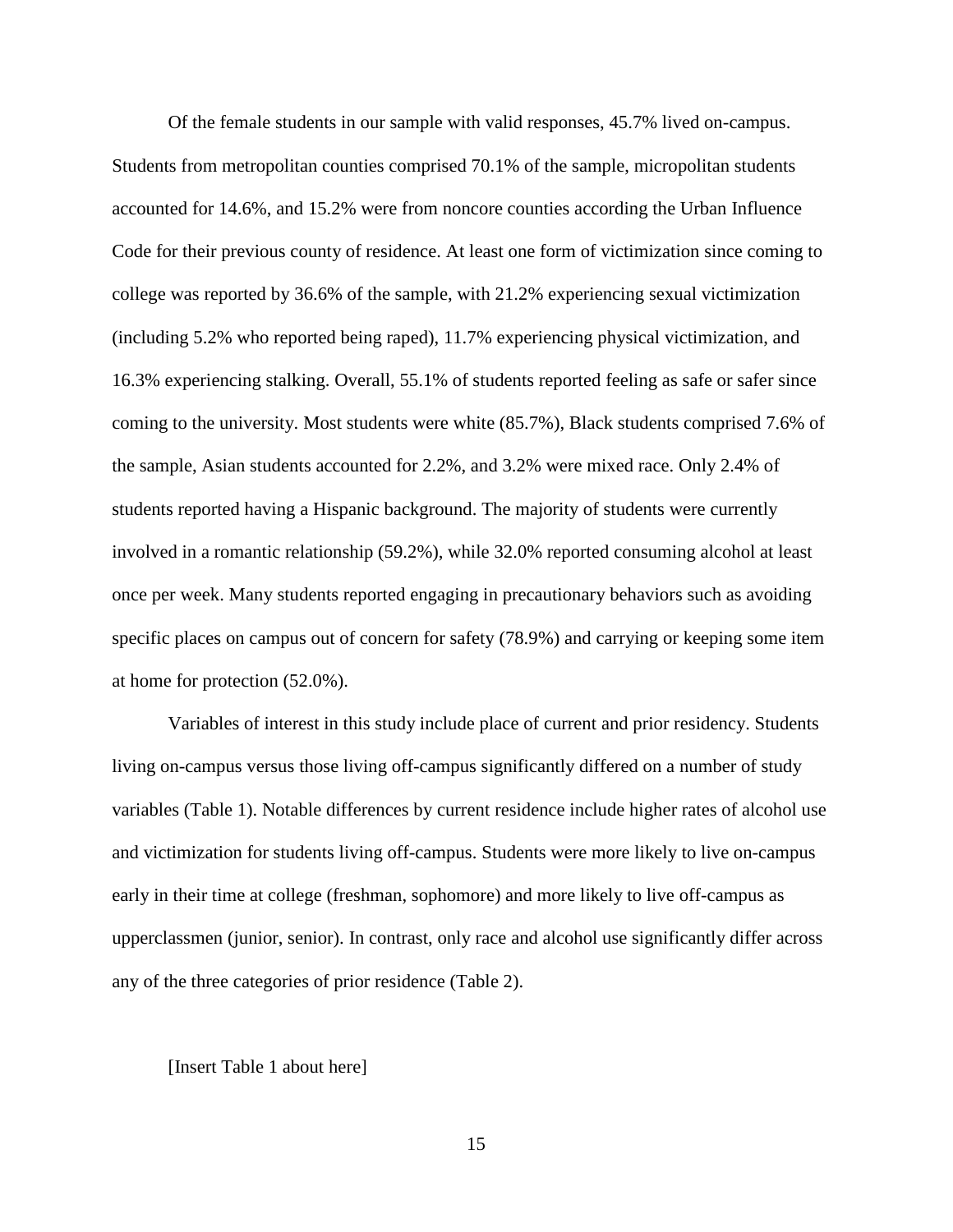Of the female students in our sample with valid responses, 45.7% lived on-campus. Students from metropolitan counties comprised 70.1% of the sample, micropolitan students accounted for 14.6%, and 15.2% were from noncore counties according the Urban Influence Code for their previous county of residence. At least one form of victimization since coming to college was reported by 36.6% of the sample, with 21.2% experiencing sexual victimization (including 5.2% who reported being raped), 11.7% experiencing physical victimization, and 16.3% experiencing stalking. Overall, 55.1% of students reported feeling as safe or safer since coming to the university. Most students were white (85.7%), Black students comprised 7.6% of the sample, Asian students accounted for 2.2%, and 3.2% were mixed race. Only 2.4% of students reported having a Hispanic background. The majority of students were currently involved in a romantic relationship (59.2%), while 32.0% reported consuming alcohol at least once per week. Many students reported engaging in precautionary behaviors such as avoiding specific places on campus out of concern for safety (78.9%) and carrying or keeping some item at home for protection (52.0%).

Variables of interest in this study include place of current and prior residency. Students living on-campus versus those living off-campus significantly differed on a number of study variables (Table 1). Notable differences by current residence include higher rates of alcohol use and victimization for students living off-campus. Students were more likely to live on-campus early in their time at college (freshman, sophomore) and more likely to live off-campus as upperclassmen (junior, senior). In contrast, only race and alcohol use significantly differ across any of the three categories of prior residence (Table 2).

[Insert Table 1 about here]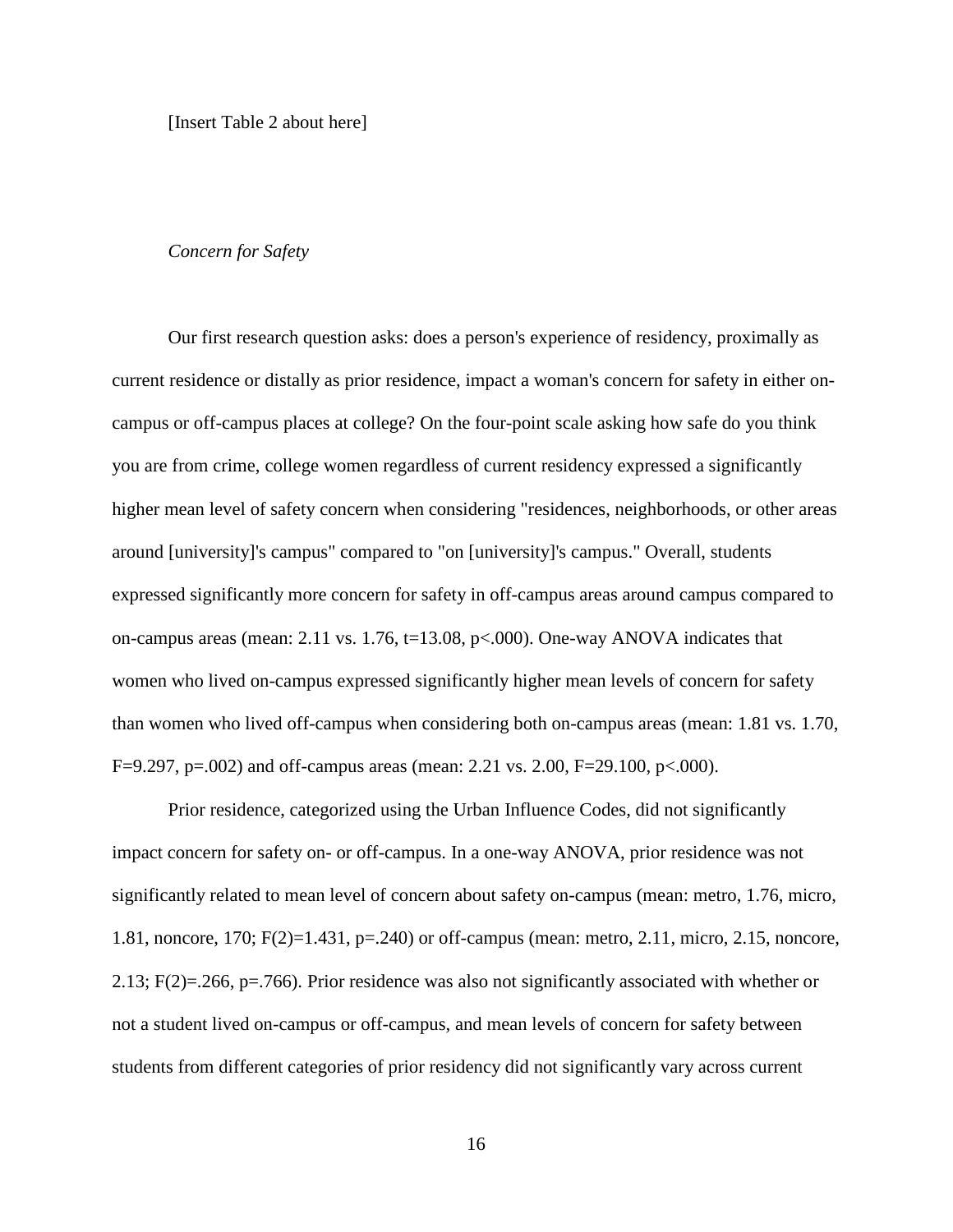[Insert Table 2 about here]

*Concern for Safety*

Our first research question asks: does a person's experience of residency, proximally as current residence or distally as prior residence, impact a woman's concern for safety in either on-campus or off-campus places at college? On the four-point scale asking how safe do you think you are from crime, college women regardless of current residency expressed a significantly higher mean level of safety concern when considering "residences, neighborhoods, or other areas around [university]'s campus" compared to "on [university]'s campus." Overall, students expressed significantly more concern for safety in off-campus areas around campus compared to on-campus areas (mean: 2.11 vs. 1.76, $t=13.08$, $p<.000$). One-way ANOVA indicates that women who lived on-campus expressed significantly higher mean levels of concern for safety than women who lived off-campus when considering both on-campus areas (mean: 1.81 vs. 1.70, $F=9.297$, $p=.002$) and off-campus areas (mean: 2.21 vs. 2.00, $F=29.100$, $p<.000$).

Prior residence, categorized using the Urban Influence Codes, did not significantly impact concern for safety on- or off-campus. In a one-way ANOVA, prior residence was not significantly related to mean level of concern about safety on-campus (mean: metro, 1.76, micro, 1.81, noncore, 170; $F(2)=1.431$, $p=.240$) or off-campus (mean: metro, 2.11, micro, 2.15, noncore, 2.13; $F(2)=.266$, $p=.766$). Prior residence was also not significantly associated with whether or not a student lived on-campus or off-campus, and mean levels of concern for safety between students from different categories of prior residency did not significantly vary across current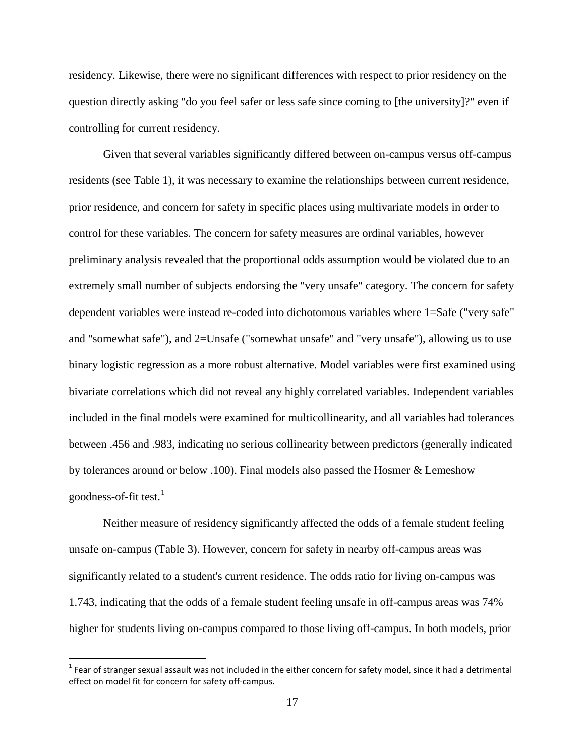residency. Likewise, there were no significant differences with respect to prior residency on the question directly asking "do you feel safer or less safe since coming to [the university]?" even if controlling for current residency.

Given that several variables significantly differed between on-campus versus off-campus residents (see Table 1), it was necessary to examine the relationships between current residence, prior residence, and concern for safety in specific places using multivariate models in order to control for these variables. The concern for safety measures are ordinal variables, however preliminary analysis revealed that the proportional odds assumption would be violated due to an extremely small number of subjects endorsing the "very unsafe" category. The concern for safety dependent variables were instead re-coded into dichotomous variables where 1=Safe ("very safe" and "somewhat safe"), and 2=Unsafe ("somewhat unsafe" and "very unsafe"), allowing us to use binary logistic regression as a more robust alternative. Model variables were first examined using bivariate correlations which did not reveal any highly correlated variables. Independent variables included in the final models were examined for multicollinearity, and all variables had tolerances between .456 and .983, indicating no serious collinearity between predictors (generally indicated by tolerances around or below .100). Final models also passed the Hosmer & Lemeshow goodness-of-fit test.[1]

Neither measure of residency significantly affected the odds of a female student feeling unsafe on-campus (Table 3). However, concern for safety in nearby off-campus areas was significantly related to a student's current residence. The odds ratio for living on-campus was 1.743, indicating that the odds of a female student feeling unsafe in off-campus areas was 74% higher for students living on-campus compared to those living off-campus. In both models, prior

[1] Fear of stranger sexual assault was not included in the either concern for safety model, since it had a detrimental effect on model fit for concern for safety off-campus.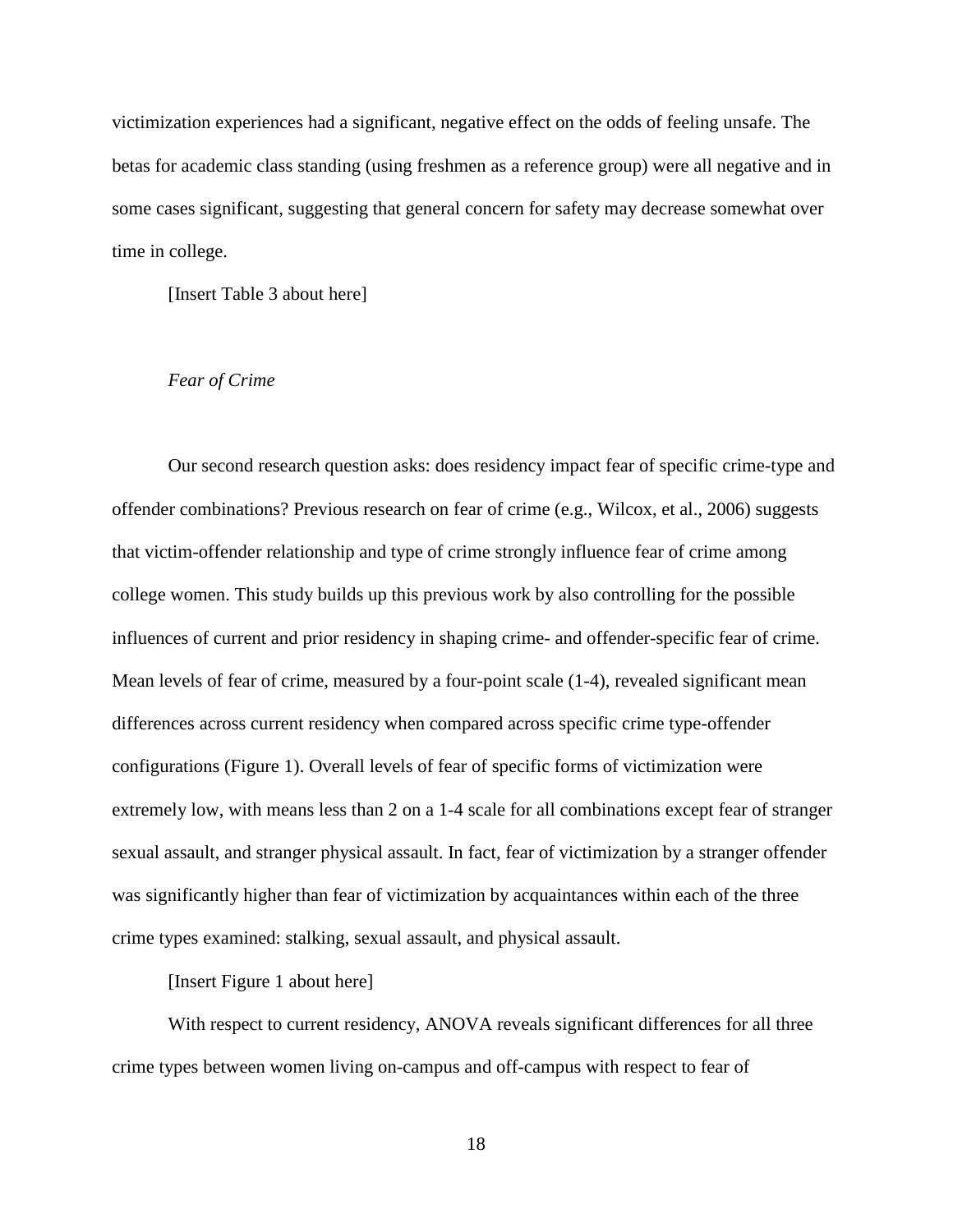victimization experiences had a significant, negative effect on the odds of feeling unsafe. The betas for academic class standing (using freshmen as a reference group) were all negative and in some cases significant, suggesting that general concern for safety may decrease somewhat over time in college.

[Insert Table 3 about here]

### *Fear of Crime*

Our second research question asks: does residency impact fear of specific crime-type and offender combinations? Previous research on fear of crime (e.g., Wilcox, et al., 2006) suggests that victim-offender relationship and type of crime strongly influence fear of crime among college women. This study builds up this previous work by also controlling for the possible influences of current and prior residency in shaping crime- and offender-specific fear of crime. Mean levels of fear of crime, measured by a four-point scale (1-4), revealed significant mean differences across current residency when compared across specific crime type-offender configurations (Figure 1). Overall levels of fear of specific forms of victimization were extremely low, with means less than 2 on a 1-4 scale for all combinations except fear of stranger sexual assault, and stranger physical assault. In fact, fear of victimization by a stranger offender was significantly higher than fear of victimization by acquaintances within each of the three crime types examined: stalking, sexual assault, and physical assault.

[Insert Figure 1 about here]

With respect to current residency, ANOVA reveals significant differences for all three crime types between women living on-campus and off-campus with respect to fear of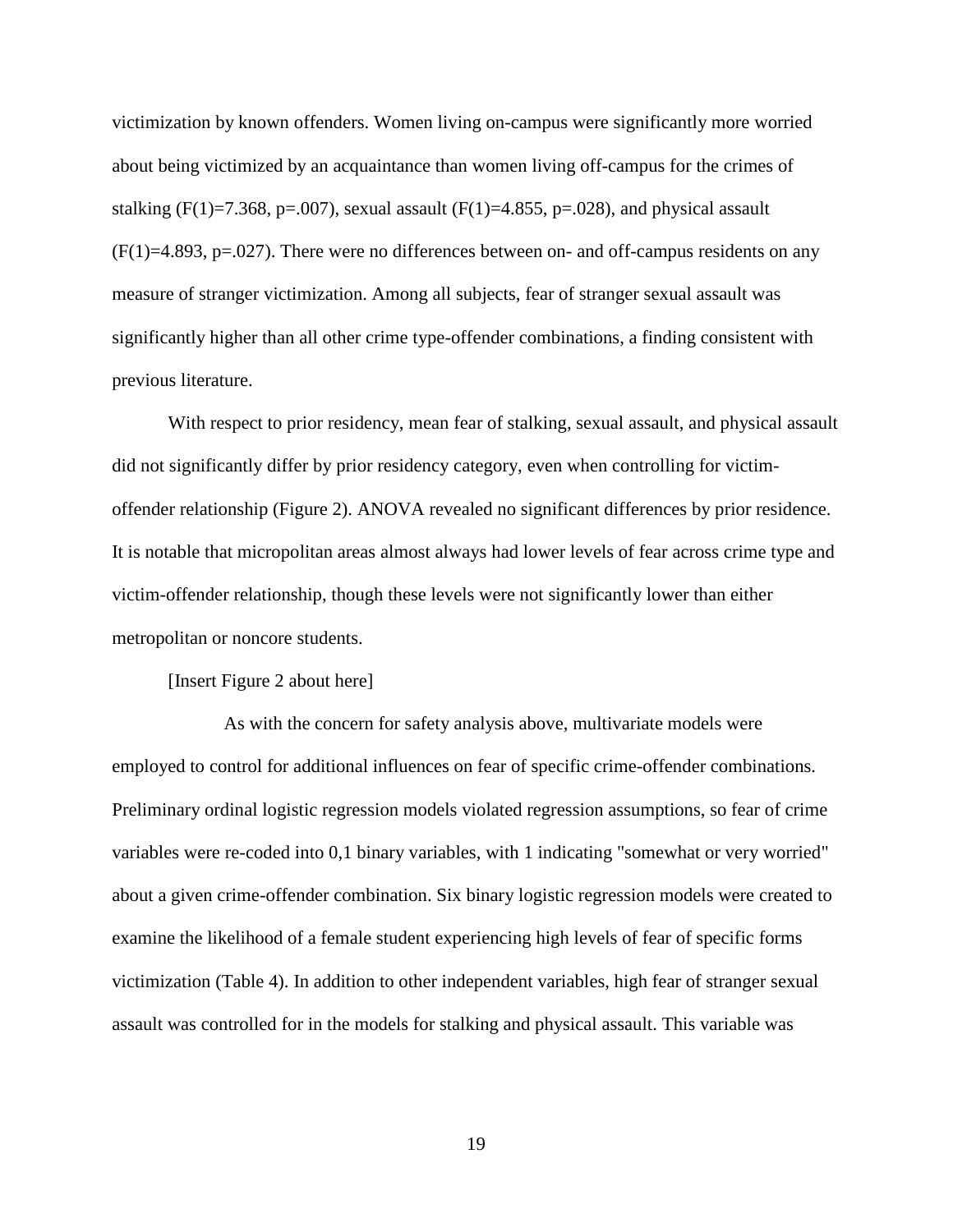victimization by known offenders. Women living on-campus were significantly more worried about being victimized by an acquaintance than women living off-campus for the crimes of stalking ($F(1)=7.368$, $p=.007$), sexual assault ($F(1)=4.855$, $p=.028$), and physical assault ($F(1)=4.893$, $p=.027$). There were no differences between on- and off-campus residents on any measure of stranger victimization. Among all subjects, fear of stranger sexual assault was significantly higher than all other crime type-offender combinations, a finding consistent with previous literature.

With respect to prior residency, mean fear of stalking, sexual assault, and physical assault did not significantly differ by prior residency category, even when controlling for victim-offender relationship (Figure 2). ANOVA revealed no significant differences by prior residence. It is notable that micropolitan areas almost always had lower levels of fear across crime type and victim-offender relationship, though these levels were not significantly lower than either metropolitan or noncore students.

[Insert Figure 2 about here]

As with the concern for safety analysis above, multivariate models were employed to control for additional influences on fear of specific crime-offender combinations. Preliminary ordinal logistic regression models violated regression assumptions, so fear of crime variables were re-coded into 0,1 binary variables, with 1 indicating "somewhat or very worried" about a given crime-offender combination. Six binary logistic regression models were created to examine the likelihood of a female student experiencing high levels of fear of specific forms victimization (Table 4). In addition to other independent variables, high fear of stranger sexual assault was controlled for in the models for stalking and physical assault. This variable was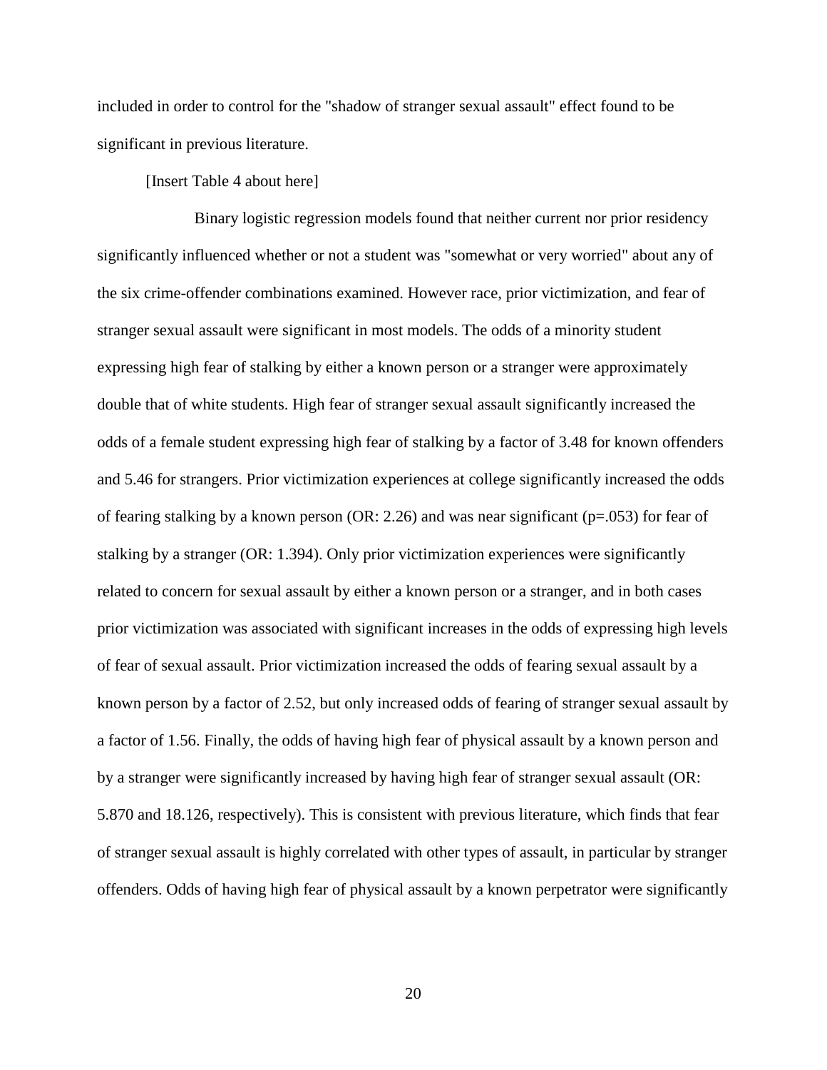included in order to control for the "shadow of stranger sexual assault" effect found to be significant in previous literature.

[Insert Table 4 about here]

Binary logistic regression models found that neither current nor prior residency significantly influenced whether or not a student was "somewhat or very worried" about any of the six crime-offender combinations examined. However race, prior victimization, and fear of stranger sexual assault were significant in most models. The odds of a minority student expressing high fear of stalking by either a known person or a stranger were approximately double that of white students. High fear of stranger sexual assault significantly increased the odds of a female student expressing high fear of stalking by a factor of 3.48 for known offenders and 5.46 for strangers. Prior victimization experiences at college significantly increased the odds of fearing stalking by a known person (OR: 2.26) and was near significant ($p=.053$) for fear of stalking by a stranger (OR: 1.394). Only prior victimization experiences were significantly related to concern for sexual assault by either a known person or a stranger, and in both cases prior victimization was associated with significant increases in the odds of expressing high levels of fear of sexual assault. Prior victimization increased the odds of fearing sexual assault by a known person by a factor of 2.52, but only increased odds of fearing of stranger sexual assault by a factor of 1.56. Finally, the odds of having high fear of physical assault by a known person and by a stranger were significantly increased by having high fear of stranger sexual assault (OR: 5.870 and 18.126, respectively). This is consistent with previous literature, which finds that fear of stranger sexual assault is highly correlated with other types of assault, in particular by stranger offenders. Odds of having high fear of physical assault by a known perpetrator were significantly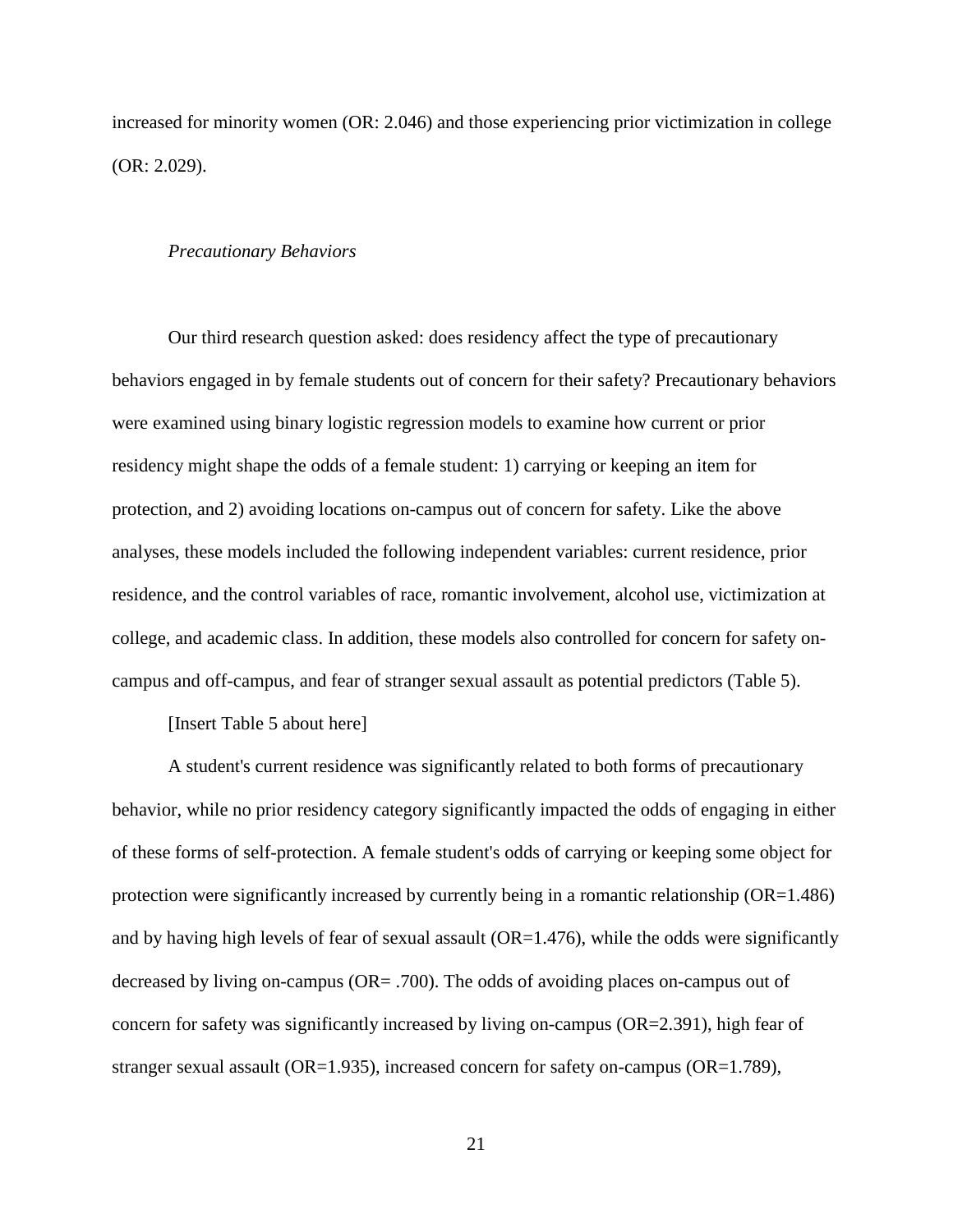increased for minority women (OR: 2.046) and those experiencing prior victimization in college (OR: 2.029).

### *Precautionary Behaviors*

Our third research question asked: does residency affect the type of precautionary behaviors engaged in by female students out of concern for their safety? Precautionary behaviors were examined using binary logistic regression models to examine how current or prior residency might shape the odds of a female student: 1) carrying or keeping an item for protection, and 2) avoiding locations on-campus out of concern for safety. Like the above analyses, these models included the following independent variables: current residence, prior residence, and the control variables of race, romantic involvement, alcohol use, victimization at college, and academic class. In addition, these models also controlled for concern for safety on-campus and off-campus, and fear of stranger sexual assault as potential predictors (Table 5).

[Insert Table 5 about here]

A student's current residence was significantly related to both forms of precautionary behavior, while no prior residency category significantly impacted the odds of engaging in either of these forms of self-protection. A female student's odds of carrying or keeping some object for protection were significantly increased by currently being in a romantic relationship (OR=1.486) and by having high levels of fear of sexual assault (OR=1.476), while the odds were significantly decreased by living on-campus (OR= .700). The odds of avoiding places on-campus out of concern for safety was significantly increased by living on-campus (OR=2.391), high fear of stranger sexual assault (OR=1.935), increased concern for safety on-campus (OR=1.789),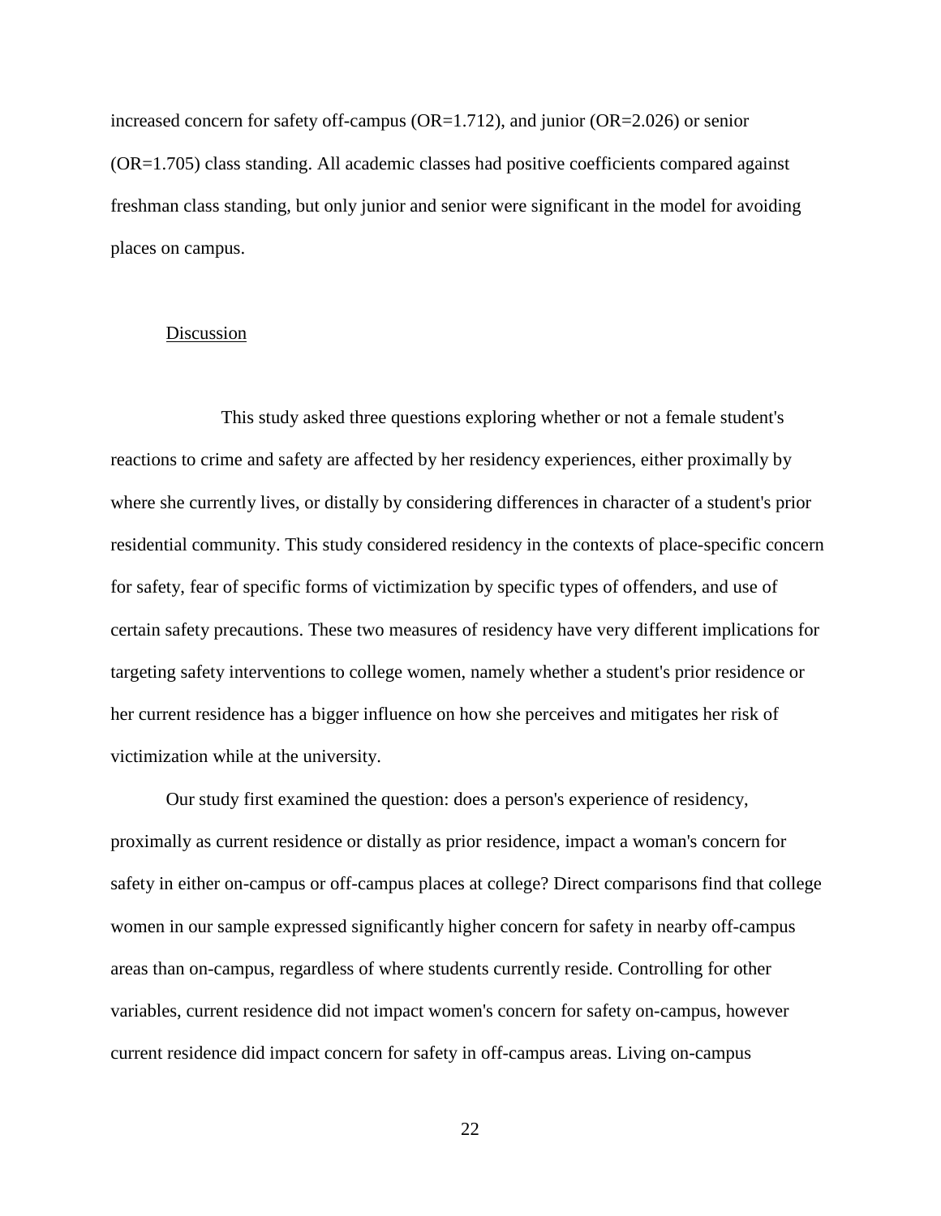increased concern for safety off-campus (OR=1.712), and junior (OR=2.026) or senior (OR=1.705) class standing. All academic classes had positive coefficients compared against freshman class standing, but only junior and senior were significant in the model for avoiding places on campus.

## Discussion

This study asked three questions exploring whether or not a female student's reactions to crime and safety are affected by her residency experiences, either proximally by where she currently lives, or distally by considering differences in character of a student's prior residential community. This study considered residency in the contexts of place-specific concern for safety, fear of specific forms of victimization by specific types of offenders, and use of certain safety precautions. These two measures of residency have very different implications for targeting safety interventions to college women, namely whether a student's prior residence or her current residence has a bigger influence on how she perceives and mitigates her risk of victimization while at the university.

Our study first examined the question: does a person's experience of residency, proximally as current residence or distally as prior residence, impact a woman's concern for safety in either on-campus or off-campus places at college? Direct comparisons find that college women in our sample expressed significantly higher concern for safety in nearby off-campus areas than on-campus, regardless of where students currently reside. Controlling for other variables, current residence did not impact women's concern for safety on-campus, however current residence did impact concern for safety in off-campus areas. Living on-campus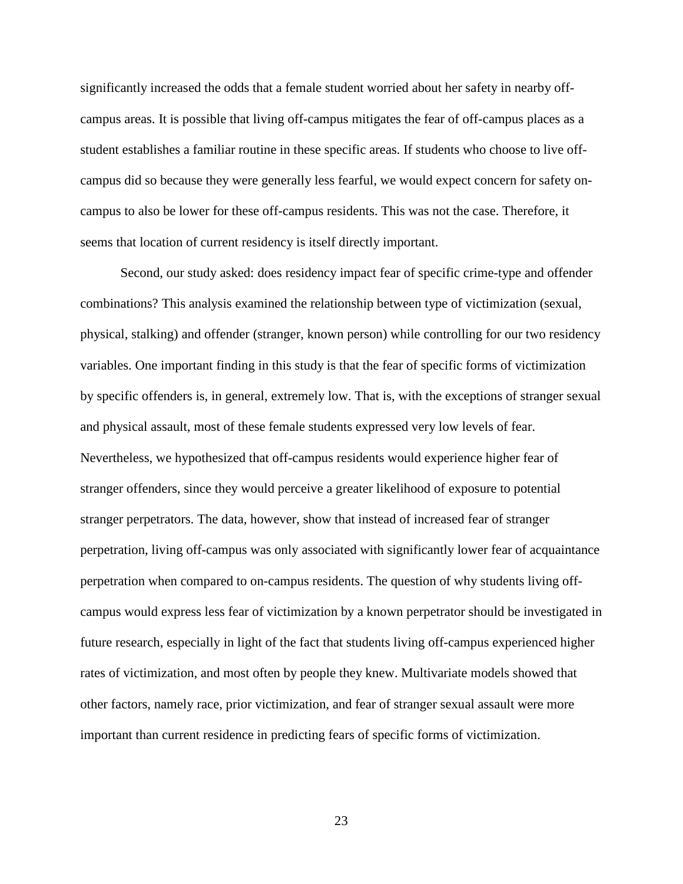significantly increased the odds that a female student worried about her safety in nearby off-campus areas. It is possible that living off-campus mitigates the fear of off-campus places as a student establishes a familiar routine in these specific areas. If students who choose to live off-campus did so because they were generally less fearful, we would expect concern for safety on-campus to also be lower for these off-campus residents. This was not the case. Therefore, it seems that location of current residency is itself directly important.

Second, our study asked: does residency impact fear of specific crime-type and offender combinations? This analysis examined the relationship between type of victimization (sexual, physical, stalking) and offender (stranger, known person) while controlling for our two residency variables. One important finding in this study is that the fear of specific forms of victimization by specific offenders is, in general, extremely low. That is, with the exceptions of stranger sexual and physical assault, most of these female students expressed very low levels of fear. Nevertheless, we hypothesized that off-campus residents would experience higher fear of stranger offenders, since they would perceive a greater likelihood of exposure to potential stranger perpetrators. The data, however, show that instead of increased fear of stranger perpetration, living off-campus was only associated with significantly lower fear of acquaintance perpetration when compared to on-campus residents. The question of why students living off-campus would express less fear of victimization by a known perpetrator should be investigated in future research, especially in light of the fact that students living off-campus experienced higher rates of victimization, and most often by people they knew. Multivariate models showed that other factors, namely race, prior victimization, and fear of stranger sexual assault were more important than current residence in predicting fears of specific forms of victimization.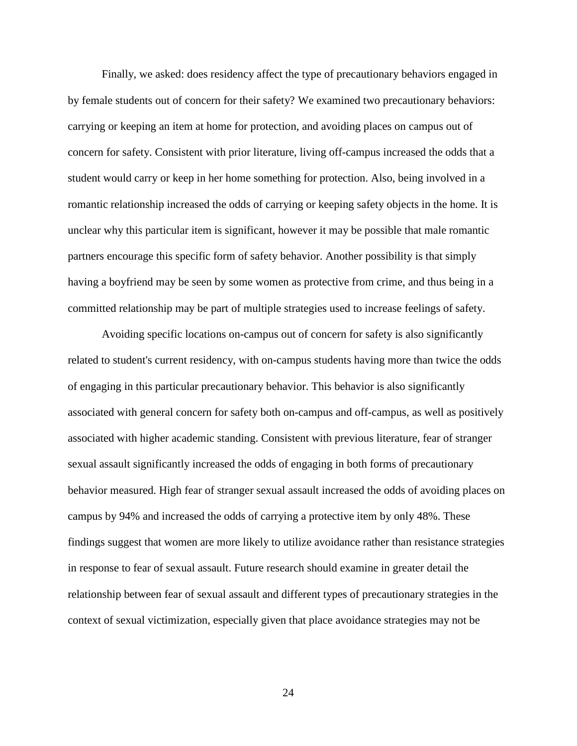Finally, we asked: does residency affect the type of precautionary behaviors engaged in by female students out of concern for their safety? We examined two precautionary behaviors: carrying or keeping an item at home for protection, and avoiding places on campus out of concern for safety. Consistent with prior literature, living off-campus increased the odds that a student would carry or keep in her home something for protection. Also, being involved in a romantic relationship increased the odds of carrying or keeping safety objects in the home. It is unclear why this particular item is significant, however it may be possible that male romantic partners encourage this specific form of safety behavior. Another possibility is that simply having a boyfriend may be seen by some women as protective from crime, and thus being in a committed relationship may be part of multiple strategies used to increase feelings of safety.

Avoiding specific locations on-campus out of concern for safety is also significantly related to student's current residency, with on-campus students having more than twice the odds of engaging in this particular precautionary behavior. This behavior is also significantly associated with general concern for safety both on-campus and off-campus, as well as positively associated with higher academic standing. Consistent with previous literature, fear of stranger sexual assault significantly increased the odds of engaging in both forms of precautionary behavior measured. High fear of stranger sexual assault increased the odds of avoiding places on campus by 94% and increased the odds of carrying a protective item by only 48%. These findings suggest that women are more likely to utilize avoidance rather than resistance strategies in response to fear of sexual assault. Future research should examine in greater detail the relationship between fear of sexual assault and different types of precautionary strategies in the context of sexual victimization, especially given that place avoidance strategies may not be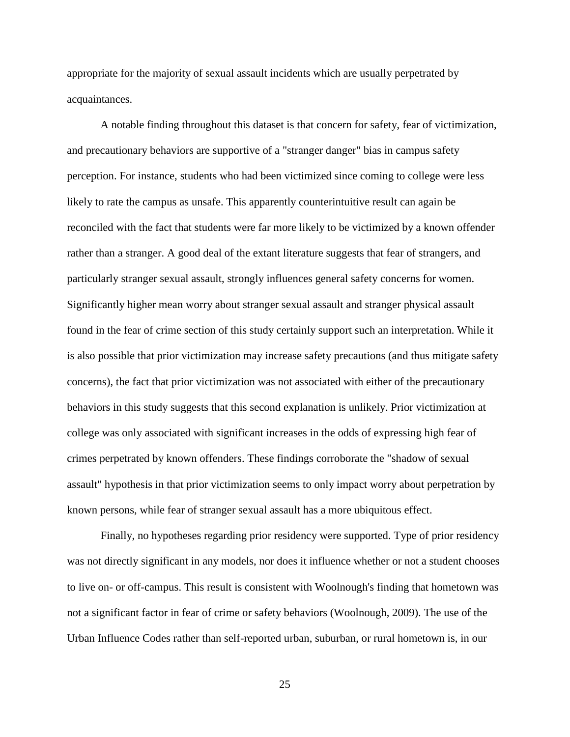appropriate for the majority of sexual assault incidents which are usually perpetrated by acquaintances.

A notable finding throughout this dataset is that concern for safety, fear of victimization, and precautionary behaviors are supportive of a "stranger danger" bias in campus safety perception. For instance, students who had been victimized since coming to college were less likely to rate the campus as unsafe. This apparently counterintuitive result can again be reconciled with the fact that students were far more likely to be victimized by a known offender rather than a stranger. A good deal of the extant literature suggests that fear of strangers, and particularly stranger sexual assault, strongly influences general safety concerns for women. Significantly higher mean worry about stranger sexual assault and stranger physical assault found in the fear of crime section of this study certainly support such an interpretation. While it is also possible that prior victimization may increase safety precautions (and thus mitigate safety concerns), the fact that prior victimization was not associated with either of the precautionary behaviors in this study suggests that this second explanation is unlikely. Prior victimization at college was only associated with significant increases in the odds of expressing high fear of crimes perpetrated by known offenders. These findings corroborate the "shadow of sexual assault" hypothesis in that prior victimization seems to only impact worry about perpetration by known persons, while fear of stranger sexual assault has a more ubiquitous effect.

Finally, no hypotheses regarding prior residency were supported. Type of prior residency was not directly significant in any models, nor does it influence whether or not a student chooses to live on- or off-campus. This result is consistent with Woolnough's finding that hometown was not a significant factor in fear of crime or safety behaviors (Woolnough, 2009). The use of the Urban Influence Codes rather than self-reported urban, suburban, or rural hometown is, in our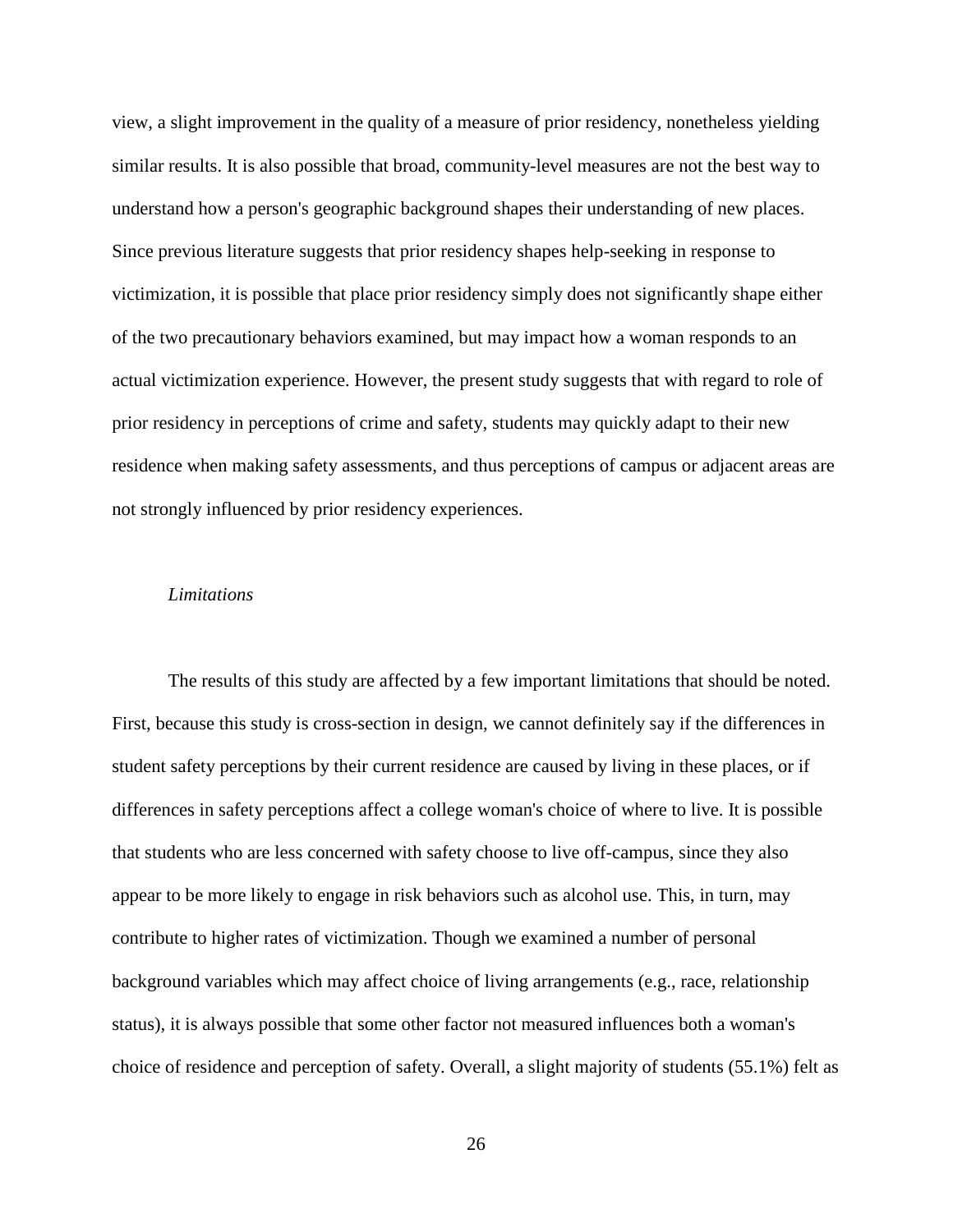view, a slight improvement in the quality of a measure of prior residency, nonetheless yielding similar results. It is also possible that broad, community-level measures are not the best way to understand how a person's geographic background shapes their understanding of new places. Since previous literature suggests that prior residency shapes help-seeking in response to victimization, it is possible that place prior residency simply does not significantly shape either of the two precautionary behaviors examined, but may impact how a woman responds to an actual victimization experience. However, the present study suggests that with regard to role of prior residency in perceptions of crime and safety, students may quickly adapt to their new residence when making safety assessments, and thus perceptions of campus or adjacent areas are not strongly influenced by prior residency experiences.

*Limitations*

The results of this study are affected by a few important limitations that should be noted. First, because this study is cross-section in design, we cannot definitely say if the differences in student safety perceptions by their current residence are caused by living in these places, or if differences in safety perceptions affect a college woman's choice of where to live. It is possible that students who are less concerned with safety choose to live off-campus, since they also appear to be more likely to engage in risk behaviors such as alcohol use. This, in turn, may contribute to higher rates of victimization. Though we examined a number of personal background variables which may affect choice of living arrangements (e.g., race, relationship status), it is always possible that some other factor not measured influences both a woman's choice of residence and perception of safety. Overall, a slight majority of students (55.1%) felt as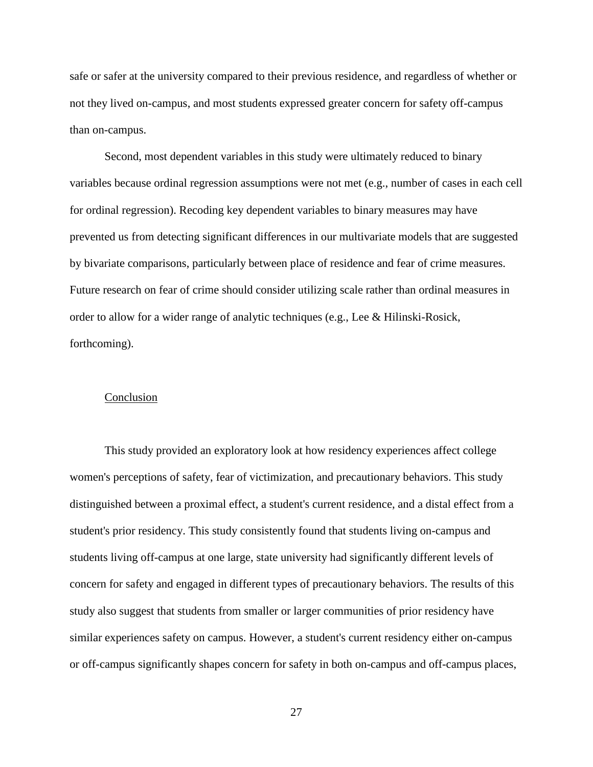safe or safer at the university compared to their previous residence, and regardless of whether or not they lived on-campus, and most students expressed greater concern for safety off-campus than on-campus.

Second, most dependent variables in this study were ultimately reduced to binary variables because ordinal regression assumptions were not met (e.g., number of cases in each cell for ordinal regression). Recoding key dependent variables to binary measures may have prevented us from detecting significant differences in our multivariate models that are suggested by bivariate comparisons, particularly between place of residence and fear of crime measures. Future research on fear of crime should consider utilizing scale rather than ordinal measures in order to allow for a wider range of analytic techniques (e.g., Lee & Hilinski-Rosick, forthcoming).

## Conclusion

This study provided an exploratory look at how residency experiences affect college women's perceptions of safety, fear of victimization, and precautionary behaviors. This study distinguished between a proximal effect, a student's current residence, and a distal effect from a student's prior residency. This study consistently found that students living on-campus and students living off-campus at one large, state university had significantly different levels of concern for safety and engaged in different types of precautionary behaviors. The results of this study also suggest that students from smaller or larger communities of prior residency have similar experiences safety on campus. However, a student's current residency either on-campus or off-campus significantly shapes concern for safety in both on-campus and off-campus places,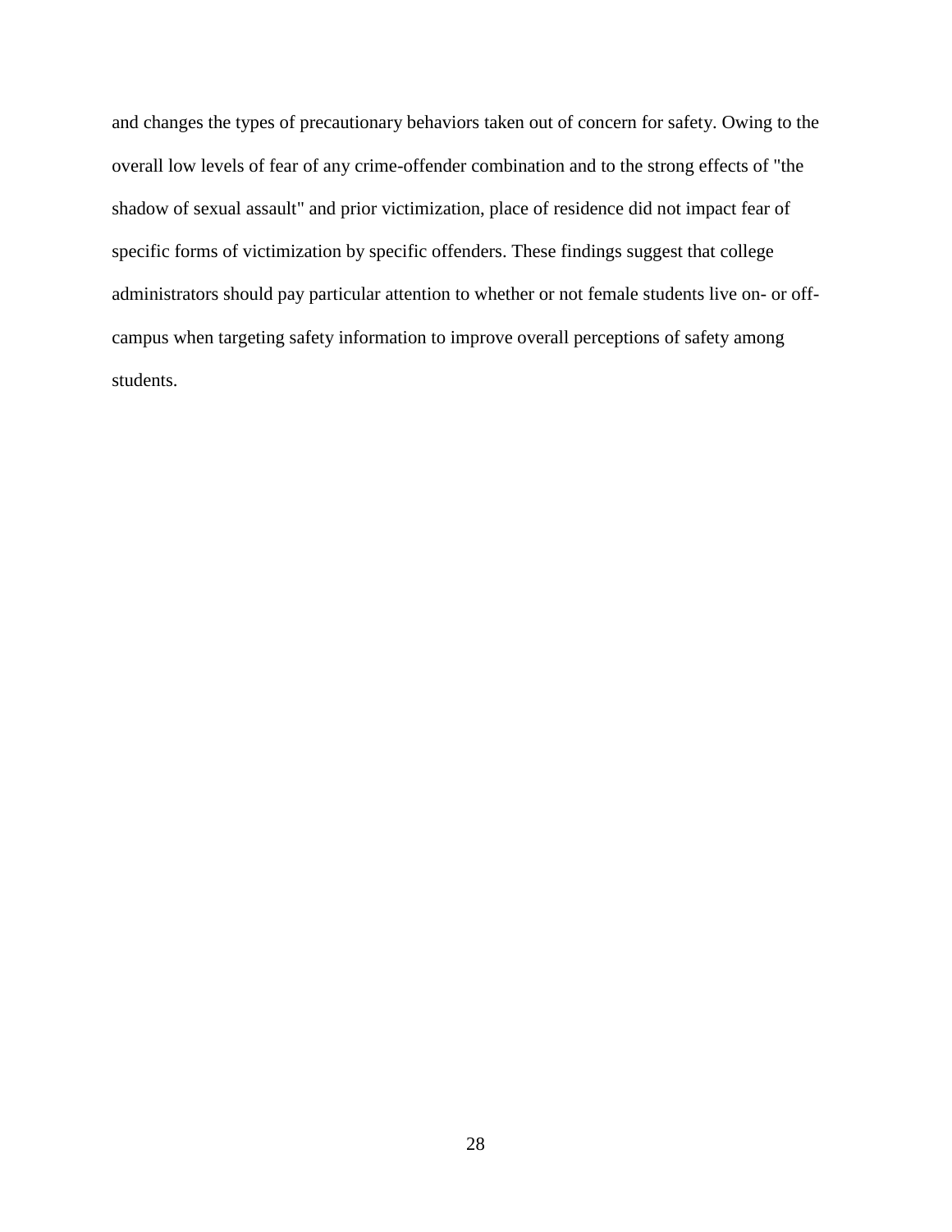and changes the types of precautionary behaviors taken out of concern for safety. Owing to the overall low levels of fear of any crime-offender combination and to the strong effects of "the shadow of sexual assault" and prior victimization, place of residence did not impact fear of specific forms of victimization by specific offenders. These findings suggest that college administrators should pay particular attention to whether or not female students live on- or off-campus when targeting safety information to improve overall perceptions of safety among students.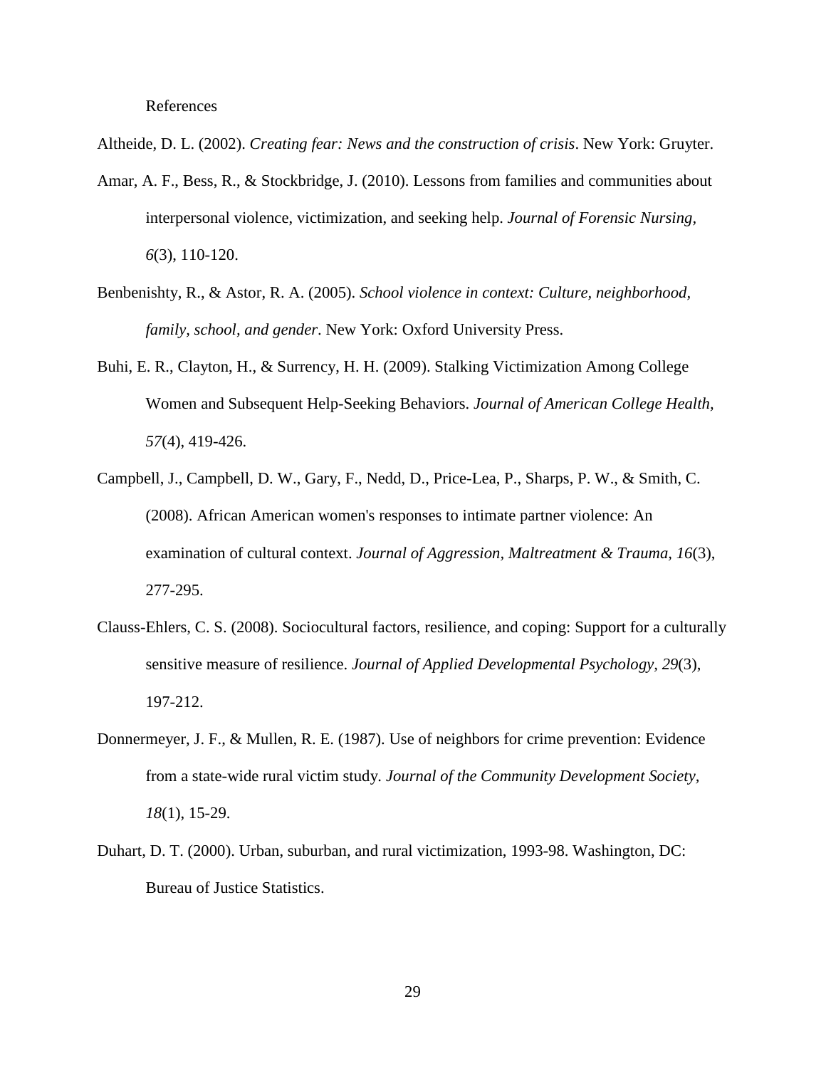# References

Altheide, D. L. (2002). *Creating fear: News and the construction of crisis*. New York: Gruyter.

Amar, A. F., Bess, R., & Stockbridge, J. (2010). Lessons from families and communities about interpersonal violence, victimization, and seeking help. *Journal of Forensic Nursing, 6*(3), 110-120.

Benbenishty, R., & Astor, R. A. (2005). *School violence in context: Culture, neighborhood, family, school, and gender*. New York: Oxford University Press.

Buhi, E. R., Clayton, H., & Surrency, H. H. (2009). Stalking Victimization Among College Women and Subsequent Help-Seeking Behaviors. *Journal of American College Health, 57*(4), 419-426.

Campbell, J., Campbell, D. W., Gary, F., Nedd, D., Price-Lea, P., Sharps, P. W., & Smith, C. (2008). African American women's responses to intimate partner violence: An examination of cultural context. *Journal of Aggression, Maltreatment & Trauma, 16*(3), 277-295.

Clauss-Ehlers, C. S. (2008). Sociocultural factors, resilience, and coping: Support for a culturally sensitive measure of resilience. *Journal of Applied Developmental Psychology, 29*(3), 197-212.

Donnermeyer, J. F., & Mullen, R. E. (1987). Use of neighbors for crime prevention: Evidence from a state-wide rural victim study. *Journal of the Community Development Society, 18*(1), 15-29.

Duhart, D. T. (2000). Urban, suburban, and rural victimization, 1993-98. Washington, DC: Bureau of Justice Statistics.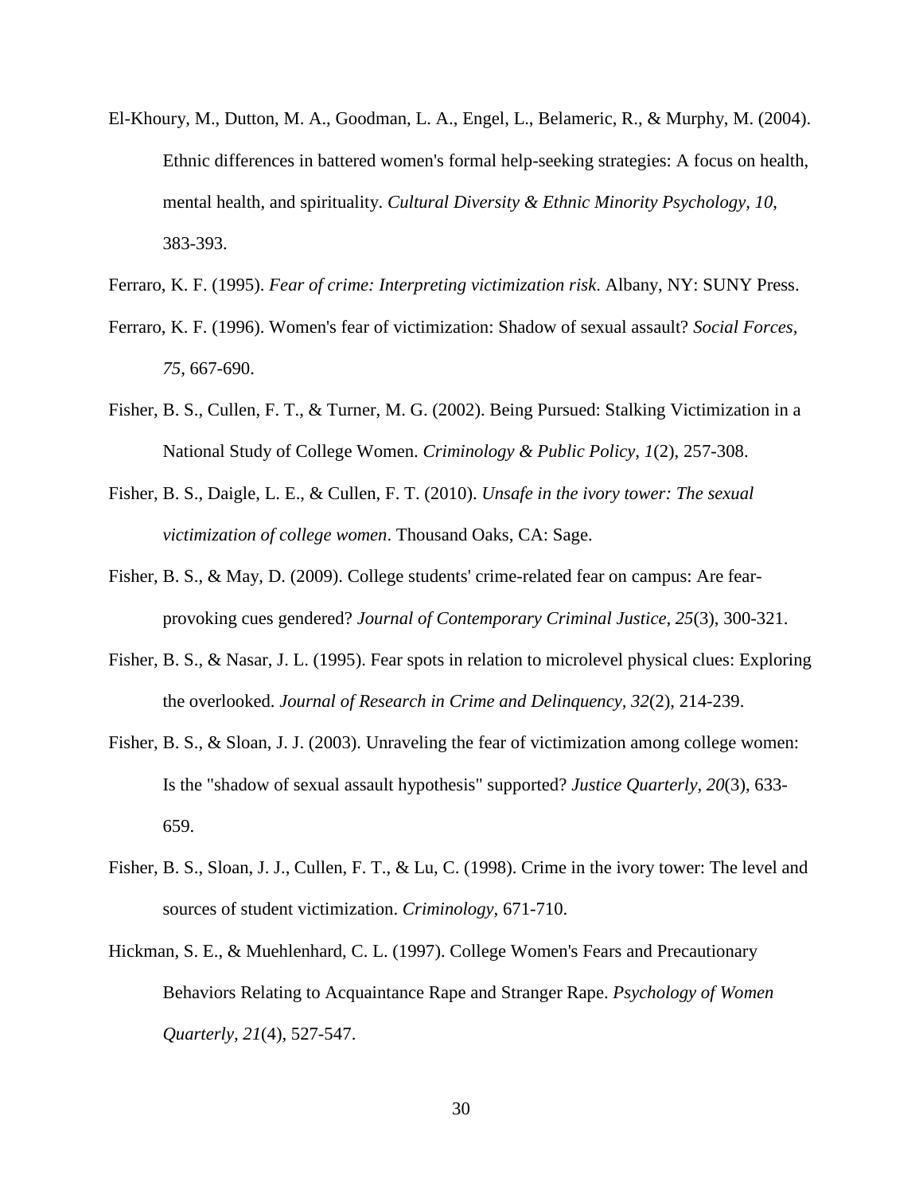El-Khoury, M., Dutton, M. A., Goodman, L. A., Engel, L., Belameric, R., & Murphy, M. (2004). Ethnic differences in battered women's formal help-seeking strategies: A focus on health, mental health, and spirituality. *Cultural Diversity & Ethnic Minority Psychology, 10*, 383-393.

Ferraro, K. F. (1995). *Fear of crime: Interpreting victimization risk*. Albany, NY: SUNY Press.

Ferraro, K. F. (1996). Women's fear of victimization: Shadow of sexual assault? *Social Forces, 75*, 667-690.

Fisher, B. S., Cullen, F. T., & Turner, M. G. (2002). Being Pursued: Stalking Victimization in a National Study of College Women. *Criminology & Public Policy, 1*(2), 257-308.

Fisher, B. S., Daigle, L. E., & Cullen, F. T. (2010). *Unsafe in the ivory tower: The sexual victimization of college women*. Thousand Oaks, CA: Sage.

Fisher, B. S., & May, D. (2009). College students' crime-related fear on campus: Are fear-provoking cues gendered? *Journal of Contemporary Criminal Justice, 25*(3), 300-321.

Fisher, B. S., & Nasar, J. L. (1995). Fear spots in relation to microlevel physical clues: Exploring the overlooked. *Journal of Research in Crime and Delinquency, 32*(2), 214-239.

Fisher, B. S., & Sloan, J. J. (2003). Unraveling the fear of victimization among college women: Is the "shadow of sexual assault hypothesis" supported? *Justice Quarterly, 20*(3), 633-659.

Fisher, B. S., Sloan, J. J., Cullen, F. T., & Lu, C. (1998). Crime in the ivory tower: The level and sources of student victimization. *Criminology*, 671-710.

Hickman, S. E., & Muehlenhard, C. L. (1997). College Women's Fears and Precautionary Behaviors Relating to Acquaintance Rape and Stranger Rape. *Psychology of Women Quarterly, 21*(4), 527-547.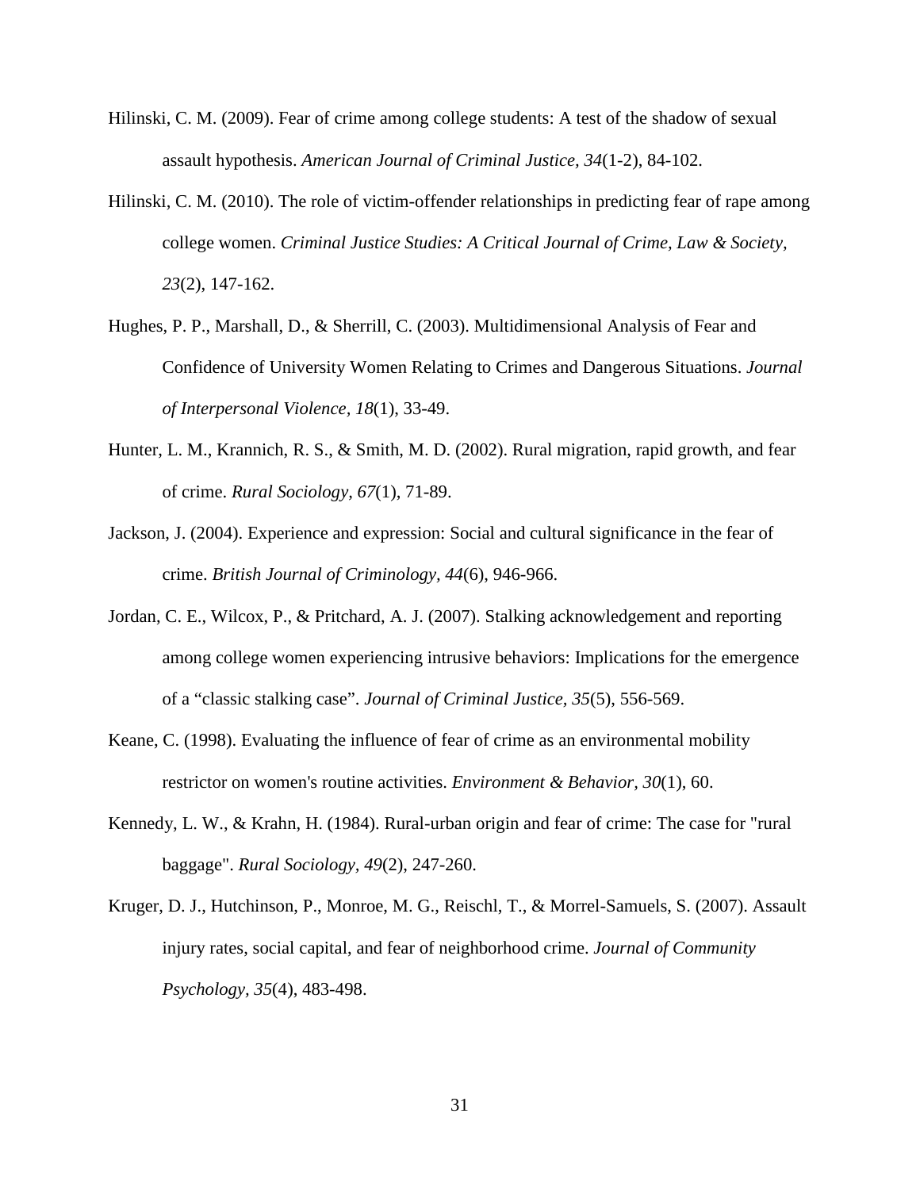Hilinski, C. M. (2009). Fear of crime among college students: A test of the shadow of sexual assault hypothesis. *American Journal of Criminal Justice, 34*(1-2), 84-102.

Hilinski, C. M. (2010). The role of victim-offender relationships in predicting fear of rape among college women. *Criminal Justice Studies: A Critical Journal of Crime, Law & Society, 23*(2), 147-162.

Hughes, P. P., Marshall, D., & Sherrill, C. (2003). Multidimensional Analysis of Fear and Confidence of University Women Relating to Crimes and Dangerous Situations. *Journal of Interpersonal Violence, 18*(1), 33-49.

Hunter, L. M., Krannich, R. S., & Smith, M. D. (2002). Rural migration, rapid growth, and fear of crime. *Rural Sociology, 67*(1), 71-89.

Jackson, J. (2004). Experience and expression: Social and cultural significance in the fear of crime. *British Journal of Criminology, 44*(6), 946-966.

Jordan, C. E., Wilcox, P., & Pritchard, A. J. (2007). Stalking acknowledgement and reporting among college women experiencing intrusive behaviors: Implications for the emergence of a "classic stalking case". *Journal of Criminal Justice, 35*(5), 556-569.

Keane, C. (1998). Evaluating the influence of fear of crime as an environmental mobility restrictor on women's routine activities. *Environment & Behavior, 30*(1), 60.

Kennedy, L. W., & Krahn, H. (1984). Rural-urban origin and fear of crime: The case for "rural baggage". *Rural Sociology, 49*(2), 247-260.

Kruger, D. J., Hutchinson, P., Monroe, M. G., Reischl, T., & Morrel-Samuels, S. (2007). Assault injury rates, social capital, and fear of neighborhood crime. *Journal of Community Psychology, 35*(4), 483-498.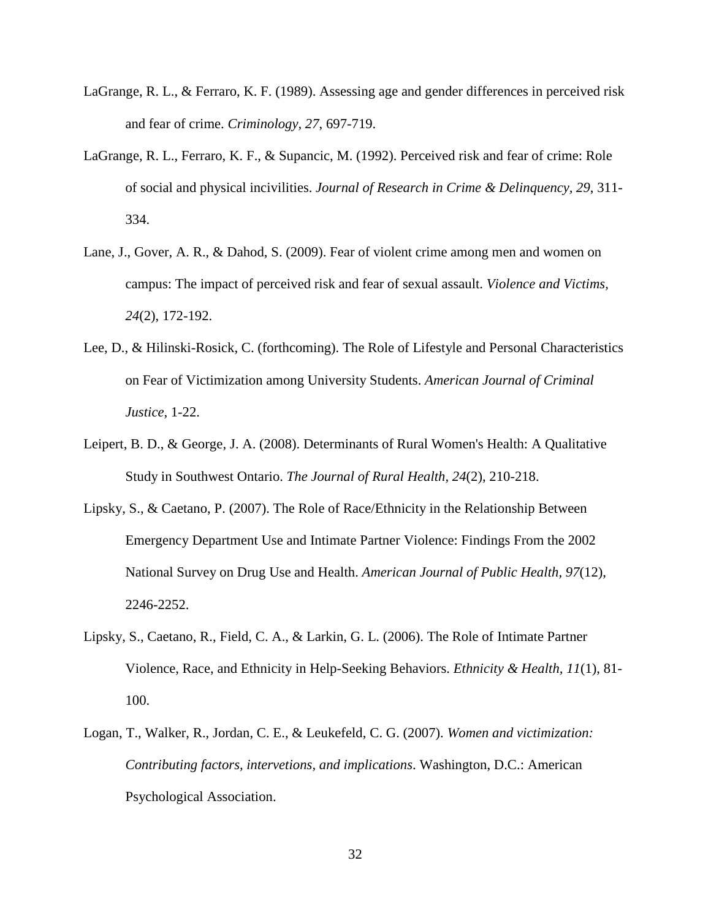LaGrange, R. L., & Ferraro, K. F. (1989). Assessing age and gender differences in perceived risk and fear of crime. *Criminology, 27*, 697-719.

LaGrange, R. L., Ferraro, K. F., & Supancic, M. (1992). Perceived risk and fear of crime: Role of social and physical incivilities. *Journal of Research in Crime & Delinquency, 29*, 311-334.

Lane, J., Gover, A. R., & Dahod, S. (2009). Fear of violent crime among men and women on campus: The impact of perceived risk and fear of sexual assault. *Violence and Victims, 24*(2), 172-192.

Lee, D., & Hilinski-Rosick, C. (forthcoming). The Role of Lifestyle and Personal Characteristics on Fear of Victimization among University Students. *American Journal of Criminal Justice*, 1-22.

Leipert, B. D., & George, J. A. (2008). Determinants of Rural Women's Health: A Qualitative Study in Southwest Ontario. *The Journal of Rural Health, 24*(2), 210-218.

Lipsky, S., & Caetano, P. (2007). The Role of Race/Ethnicity in the Relationship Between Emergency Department Use and Intimate Partner Violence: Findings From the 2002 National Survey on Drug Use and Health. *American Journal of Public Health, 97*(12), 2246-2252.

Lipsky, S., Caetano, R., Field, C. A., & Larkin, G. L. (2006). The Role of Intimate Partner Violence, Race, and Ethnicity in Help-Seeking Behaviors. *Ethnicity & Health, 11*(1), 81-100.

Logan, T., Walker, R., Jordan, C. E., & Leukefeld, C. G. (2007). *Women and victimization: Contributing factors, intervetions, and implications*. Washington, D.C.: American Psychological Association.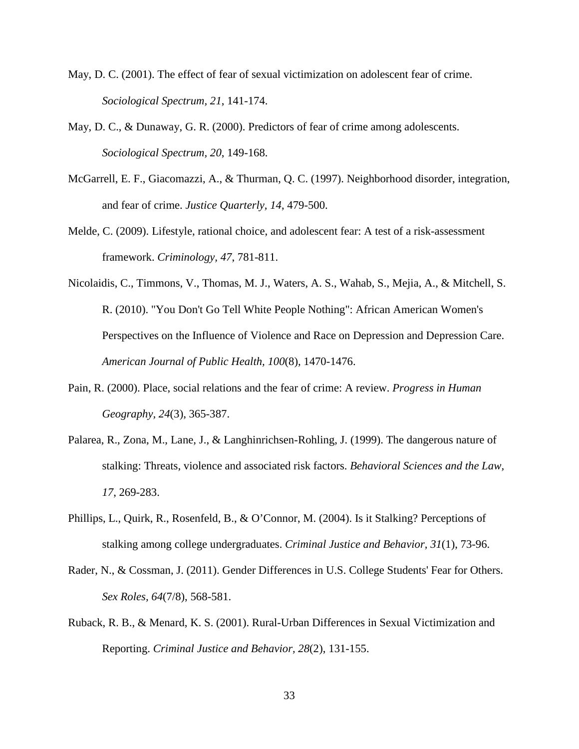May, D. C. (2001). The effect of fear of sexual victimization on adolescent fear of crime. *Sociological Spectrum, 21*, 141-174.

May, D. C., & Dunaway, G. R. (2000). Predictors of fear of crime among adolescents. *Sociological Spectrum, 20*, 149-168.

McGarrell, E. F., Giacomazzi, A., & Thurman, Q. C. (1997). Neighborhood disorder, integration, and fear of crime. *Justice Quarterly, 14*, 479-500.

Melde, C. (2009). Lifestyle, rational choice, and adolescent fear: A test of a risk-assessment framework. *Criminology, 47*, 781-811.

Nicolaidis, C., Timmons, V., Thomas, M. J., Waters, A. S., Wahab, S., Mejia, A., & Mitchell, S. R. (2010). "You Don't Go Tell White People Nothing": African American Women's Perspectives on the Influence of Violence and Race on Depression and Depression Care. *American Journal of Public Health, 100*(8), 1470-1476.

Pain, R. (2000). Place, social relations and the fear of crime: A review. *Progress in Human Geography, 24*(3), 365-387.

Palarea, R., Zona, M., Lane, J., & Langhinrichsen-Rohling, J. (1999). The dangerous nature of stalking: Threats, violence and associated risk factors. *Behavioral Sciences and the Law, 17*, 269-283.

Phillips, L., Quirk, R., Rosenfeld, B., & O'Connor, M. (2004). Is it Stalking? Perceptions of stalking among college undergraduates. *Criminal Justice and Behavior, 31*(1), 73-96.

Rader, N., & Cossman, J. (2011). Gender Differences in U.S. College Students' Fear for Others. *Sex Roles, 64*(7/8), 568-581.

Ruback, R. B., & Menard, K. S. (2001). Rural-Urban Differences in Sexual Victimization and Reporting. *Criminal Justice and Behavior, 28*(2), 131-155.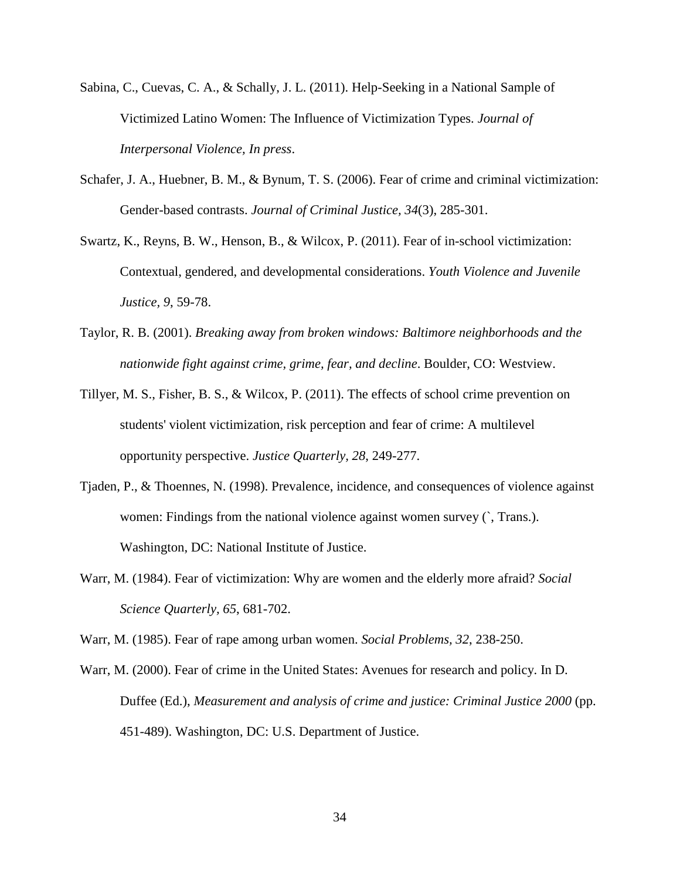Sabina, C., Cuevas, C. A., & Schally, J. L. (2011). Help-Seeking in a National Sample of Victimized Latino Women: The Influence of Victimization Types. *Journal of Interpersonal Violence, In press*.

Schafer, J. A., Huebner, B. M., & Bynum, T. S. (2006). Fear of crime and criminal victimization: Gender-based contrasts. *Journal of Criminal Justice, 34*(3), 285-301.

Swartz, K., Reyns, B. W., Henson, B., & Wilcox, P. (2011). Fear of in-school victimization: Contextual, gendered, and developmental considerations. *Youth Violence and Juvenile Justice, 9*, 59-78.

Taylor, R. B. (2001). *Breaking away from broken windows: Baltimore neighborhoods and the nationwide fight against crime, grime, fear, and decline*. Boulder, CO: Westview.

Tillyer, M. S., Fisher, B. S., & Wilcox, P. (2011). The effects of school crime prevention on students' violent victimization, risk perception and fear of crime: A multilevel opportunity perspective. *Justice Quarterly, 28*, 249-277.

Tjaden, P., & Thoennes, N. (1998). Prevalence, incidence, and consequences of violence against women: Findings from the national violence against women survey (`, Trans.). Washington, DC: National Institute of Justice.

Warr, M. (1984). Fear of victimization: Why are women and the elderly more afraid? *Social Science Quarterly, 65*, 681-702.

Warr, M. (1985). Fear of rape among urban women. *Social Problems, 32*, 238-250.

Warr, M. (2000). Fear of crime in the United States: Avenues for research and policy. In D. Duffee (Ed.), *Measurement and analysis of crime and justice: Criminal Justice 2000* (pp. 451-489). Washington, DC: U.S. Department of Justice.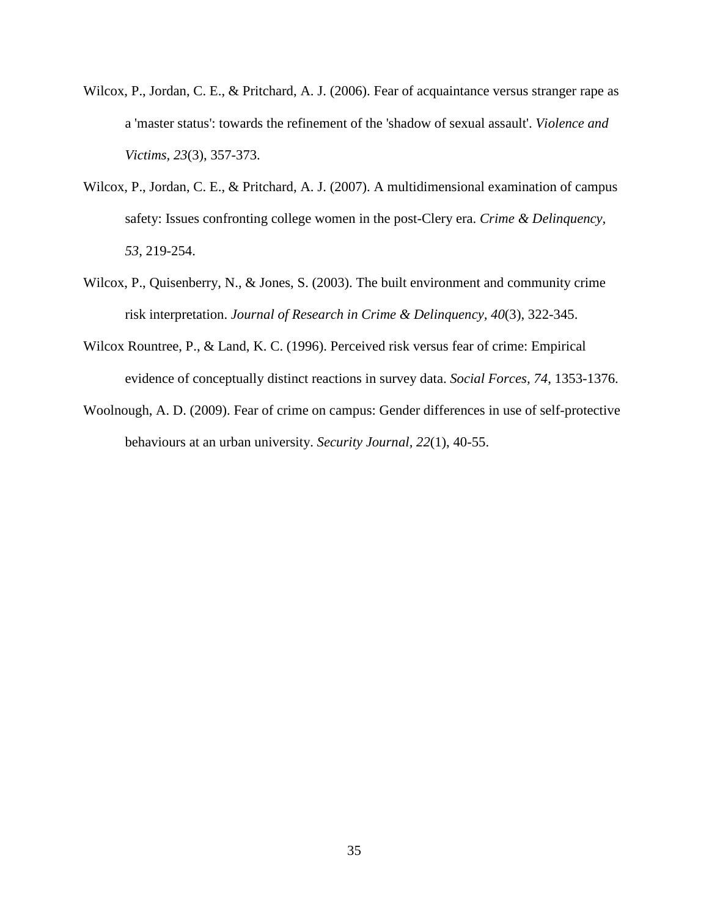Wilcox, P., Jordan, C. E., & Pritchard, A. J. (2006). Fear of acquaintance versus stranger rape as a 'master status': towards the refinement of the 'shadow of sexual assault'. *Violence and Victims, 23*(3), 357-373.

Wilcox, P., Jordan, C. E., & Pritchard, A. J. (2007). A multidimensional examination of campus safety: Issues confronting college women in the post-Clery era. *Crime & Delinquency, 53*, 219-254.

Wilcox, P., Quisenberry, N., & Jones, S. (2003). The built environment and community crime risk interpretation. *Journal of Research in Crime & Delinquency, 40*(3), 322-345.

Wilcox Rountree, P., & Land, K. C. (1996). Perceived risk versus fear of crime: Empirical evidence of conceptually distinct reactions in survey data. *Social Forces, 74*, 1353-1376.

Woolnough, A. D. (2009). Fear of crime on campus: Gender differences in use of self-protective behaviours at an urban university. *Security Journal, 22*(1), 40-55.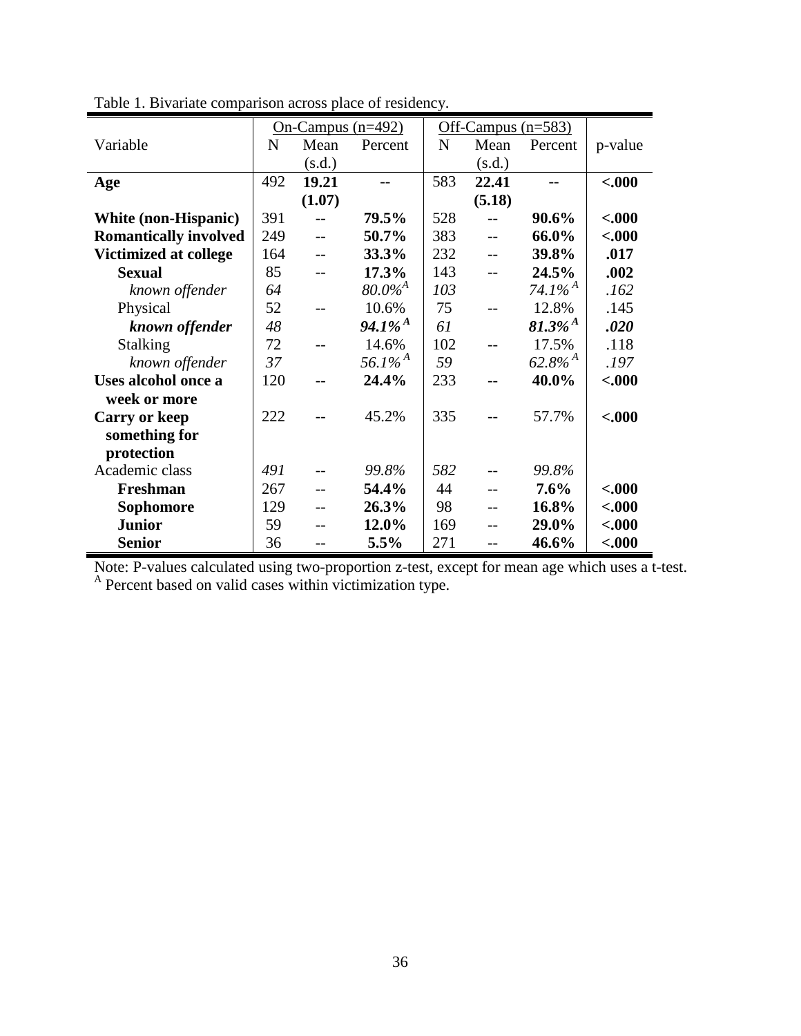Table 1. Bivariate comparison across place of residency.

| Variable | On-Campus (n=492) | | | Off-Campus (n=583) | | | p-value |
|---|---|---|---|---|---|---|---|
| | N | Mean (s.d.) | Percent | N | Mean (s.d.) | Percent | |
| **Age** | 492 | **19.21 (1.07)** | -- | 583 | **22.41 (5.18)** | -- | **<.000** |
| **White (non-Hispanic)** | 391 | -- | **79.5%** | 528 | -- | **90.6%** | **<.000** |
| **Romantically involved** | 249 | -- | **50.7%** | 383 | -- | **66.0%** | **<.000** |
| **Victimized at college** | 164 | -- | **33.3%** | 232 | -- | **39.8%** | **.017** |
| **Sexual** | 85 | -- | **17.3%** | 143 | -- | **24.5%** | **.002** |
| *known offender* | *64* | | *80.0%*[A] | *103* | | *74.1%*[A] | *.162* |
| Physical | 52 | -- | 10.6% | 75 | -- | 12.8% | .145 |
| ***known offender*** | *48* | | ***94.1%***[A] | *61* | | ***81.3%***[A] | ***.020*** |
| Stalking | 72 | -- | 14.6% | 102 | -- | 17.5% | .118 |
| *known offender* | *37* | | *56.1%*[A] | *59* | | *62.8%*[A] | *.197* |
| **Uses alcohol once a week or more** | 120 | -- | **24.4%** | 233 | -- | **40.0%** | **<.000** |
| **Carry or keep something for protection** | 222 | -- | 45.2% | 335 | -- | 57.7% | **<.000** |
| Academic class | *491* | -- | *99.8%* | *582* | -- | *99.8%* | |
| **Freshman** | 267 | -- | **54.4%** | 44 | -- | **7.6%** | **<.000** |
| **Sophomore** | 129 | -- | **26.3%** | 98 | -- | **16.8%** | **<.000** |
| **Junior** | 59 | -- | **12.0%** | 169 | -- | **29.0%** | **<.000** |
| **Senior** | 36 | -- | **5.5%** | 271 | -- | **46.6%** | **<.000** |

Note: P-values calculated using two-proportion z-test, except for mean age which uses a t-test.
[A] Percent based on valid cases within victimization type.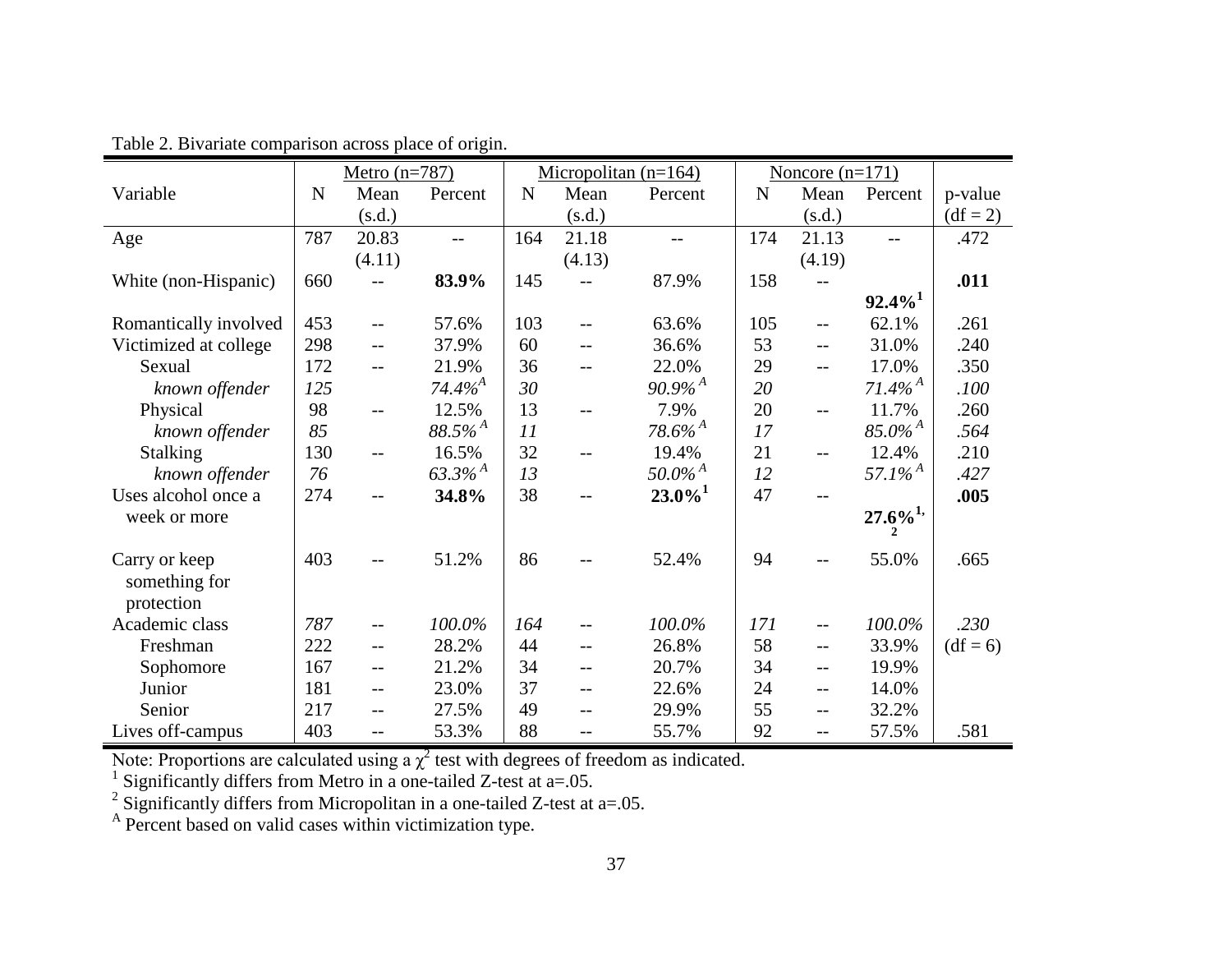Table 2. Bivariate comparison across place of origin.

| Variable | Metro (n=787) | | | Micropolitan (n=164) | | | Noncore (n=171) | | | |
|---|---|---|---|---|---|---|---|---|---|---|
| | N | Mean (s.d.) | Percent | N | Mean (s.d.) | Percent | N | Mean (s.d.) | Percent | p-value (df = 2) |
| Age | 787 | 20.83 (4.11) | -- | 164 | 21.18 (4.13) | -- | 174 | 21.13 (4.19) | -- | .472 |
| White (non-Hispanic) | 660 | -- | **83.9%** | 145 | -- | 87.9% | 158 | -- | **92.4%[1]** | **.011** |
| Romantically involved | 453 | -- | 57.6% | 103 | -- | 63.6% | 105 | -- | 62.1% | .261 |
| Victimized at college | 298 | -- | 37.9% | 60 | -- | 36.6% | 53 | -- | 31.0% | .240 |
| Sexual | 172 | -- | 21.9% | 36 | -- | 22.0% | 29 | -- | 17.0% | .350 |
| *known offender* | *125* | | *74.4%[A]* | *30* | | *90.9%[A]* | *20* | | *71.4%[A]* | *.100* |
| Physical | 98 | -- | 12.5% | 13 | -- | 7.9% | 20 | -- | 11.7% | .260 |
| *known offender* | *85* | | *88.5%[A]* | *11* | | *78.6%[A]* | *17* | | *85.0%[A]* | *.564* |
| Stalking | 130 | -- | 16.5% | 32 | -- | 19.4% | 21 | -- | 12.4% | .210 |
| *known offender* | *76* | | *63.3%[A]* | *13* | | *50.0%[A]* | *12* | | *57.1%[A]* | *.427* |
| Uses alcohol once a week or more | 274 | -- | **34.8%** | 38 | -- | **23.0%[1]** | 47 | -- | **27.6%[1,2]** | **.005** |
| Carry or keep something for protection | 403 | -- | 51.2% | 86 | -- | 52.4% | 94 | -- | 55.0% | .665 |
| Academic class | *787* | -- | *100.0%* | *164* | -- | *100.0%* | *171* | -- | *100.0%* | *.230* (df = 6) |
| Freshman | 222 | -- | 28.2% | 44 | -- | 26.8% | 58 | -- | 33.9% | |
| Sophomore | 167 | -- | 21.2% | 34 | -- | 20.7% | 34 | -- | 19.9% | |
| Junior | 181 | -- | 23.0% | 37 | -- | 22.6% | 24 | -- | 14.0% | |
| Senior | 217 | -- | 27.5% | 49 | -- | 29.9% | 55 | -- | 32.2% | |
| Lives off-campus | 403 | -- | 53.3% | 88 | -- | 55.7% | 92 | -- | 57.5% | .581 |

Note: Proportions are calculated using a $\chi^2$ test with degrees of freedom as indicated.
[1] Significantly differs from Metro in a one-tailed Z-test at a=.05.
[2] Significantly differs from Micropolitan in a one-tailed Z-test at a=.05.
[A] Percent based on valid cases within victimization type.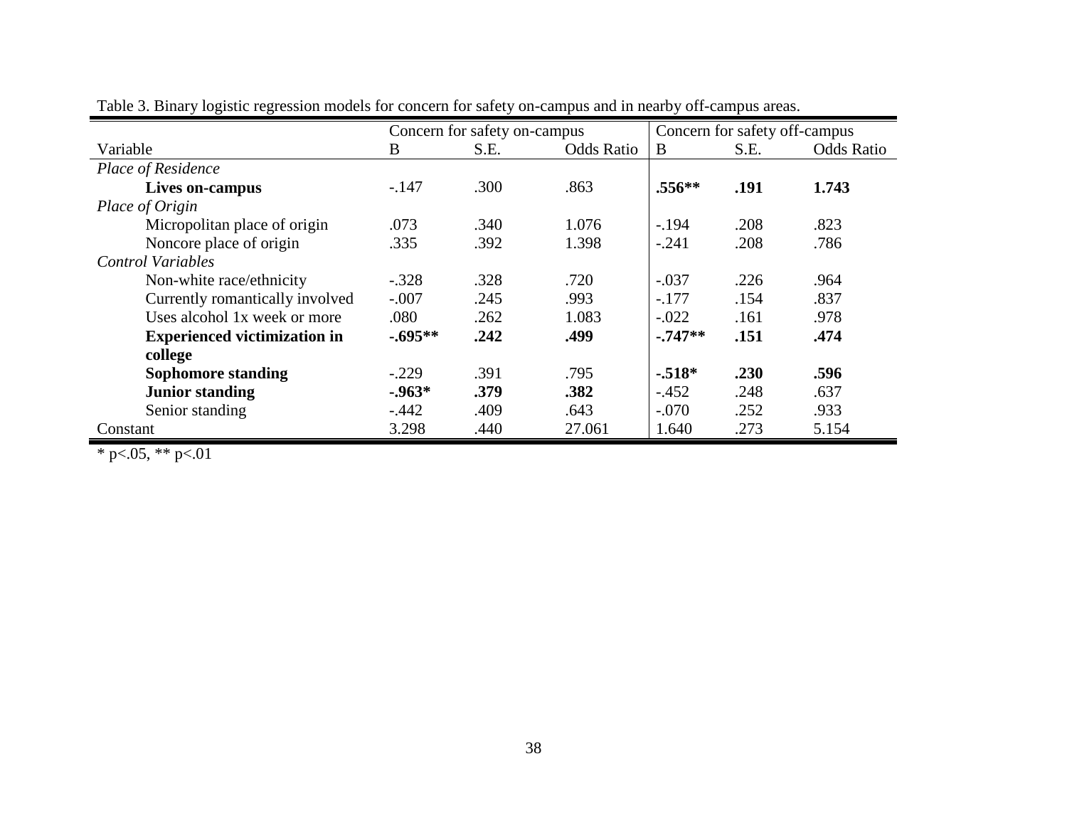Table 3. Binary logistic regression models for concern for safety on-campus and in nearby off-campus areas.

| | Concern for safety on-campus | | | Concern for safety off-campus | | |
|---|---|---|---|---|---|---|
| Variable | B | S.E. | Odds Ratio | B | S.E. | Odds Ratio |
| *Place of Residence* | | | | | | |
| **Lives on-campus** | -.147 | .300 | .863 | **.556**** | **.191** | **1.743** |
| *Place of Origin* | | | | | | |
| Micropolitan place of origin | .073 | .340 | 1.076 | -.194 | .208 | .823 |
| Noncore place of origin | .335 | .392 | 1.398 | -.241 | .208 | .786 |
| *Control Variables* | | | | | | |
| Non-white race/ethnicity | -.328 | .328 | .720 | -.037 | .226 | .964 |
| Currently romantically involved | -.007 | .245 | .993 | -.177 | .154 | .837 |
| Uses alcohol 1x week or more | .080 | .262 | 1.083 | -.022 | .161 | .978 |
| **Experienced victimization in college** | **-.695**** | **.242** | **.499** | **-.747**** | **.151** | **.474** |
| **Sophomore standing** | -.229 | .391 | .795 | **-.518*** | **.230** | **.596** |
| **Junior standing** | **-.963*** | **.379** | **.382** | -.452 | .248 | .637 |
| Senior standing | -.442 | .409 | .643 | -.070 | .252 | .933 |
| Constant | 3.298 | .440 | 27.061 | 1.640 | .273 | 5.154 |

* p<.05, ** p<.01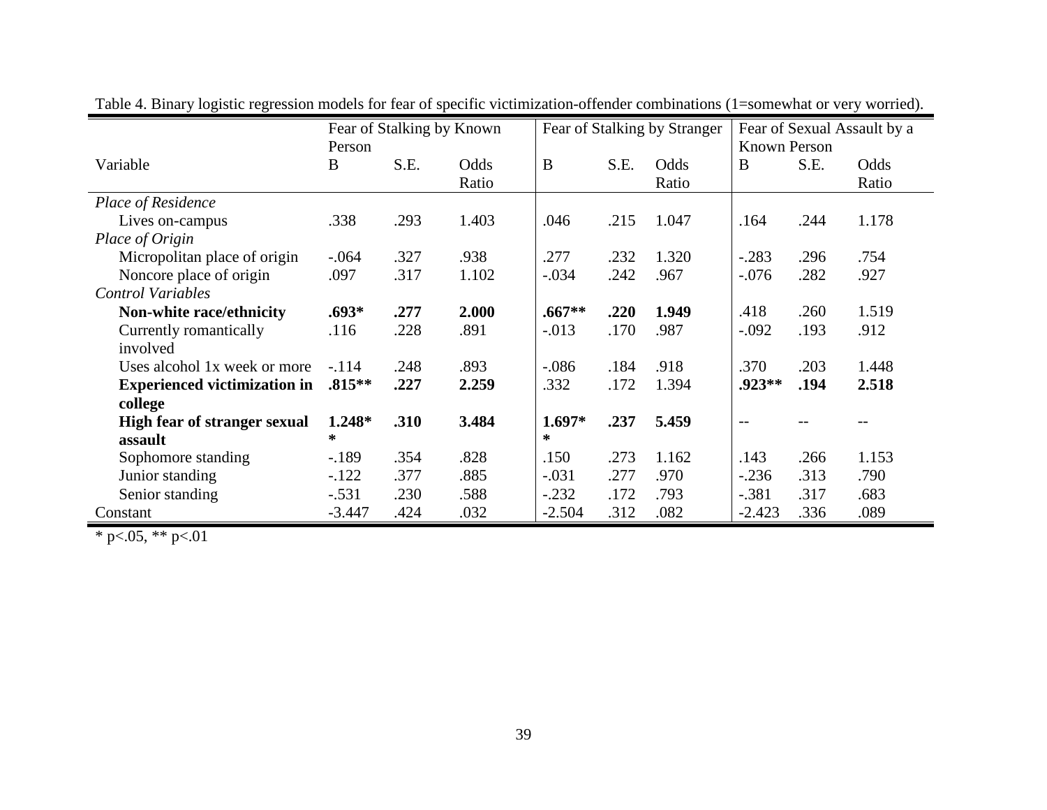Table 4. Binary logistic regression models for fear of specific victimization-offender combinations (1=somewhat or very worried).

| | Fear of Stalking by Known Person | | | Fear of Stalking by Stranger | | | Fear of Sexual Assault by a Known Person | | |
|---|---|---|---|---|---|---|---|---|---|
| Variable | B | S.E. | Odds Ratio | B | S.E. | Odds Ratio | B | S.E. | Odds Ratio |
| *Place of Residence* | | | | | | | | | |
| Lives on-campus | .338 | .293 | 1.403 | .046 | .215 | 1.047 | .164 | .244 | 1.178 |
| *Place of Origin* | | | | | | | | | |
| Micropolitan place of origin | -.064 | .327 | .938 | .277 | .232 | 1.320 | -.283 | .296 | .754 |
| Noncore place of origin | .097 | .317 | 1.102 | -.034 | .242 | .967 | -.076 | .282 | .927 |
| *Control Variables* | | | | | | | | | |
| **Non-white race/ethnicity** | **.693*** | **.277** | **2.000** | **.667**** | **.220** | **1.949** | .418 | .260 | 1.519 |
| Currently romantically involved | .116 | .228 | .891 | -.013 | .170 | .987 | -.092 | .193 | .912 |
| Uses alcohol 1x week or more | -.114 | .248 | .893 | -.086 | .184 | .918 | .370 | .203 | 1.448 |
| **Experienced victimization in college** | **.815**** | **.227** | **2.259** | .332 | .172 | 1.394 | **.923**** | **.194** | **2.518** |
| **High fear of stranger sexual assault** | **1.248**** | **.310** | **3.484** | **1.697**** | **.237** | **5.459** | -- | -- | -- |
| Sophomore standing | -.189 | .354 | .828 | .150 | .273 | 1.162 | .143 | .266 | 1.153 |
| Junior standing | -.122 | .377 | .885 | -.031 | .277 | .970 | -.236 | .313 | .790 |
| Senior standing | -.531 | .230 | .588 | -.232 | .172 | .793 | -.381 | .317 | .683 |
| Constant | -3.447 | .424 | .032 | -2.504 | .312 | .082 | -2.423 | .336 | .089 |

* p<.05, ** p<.01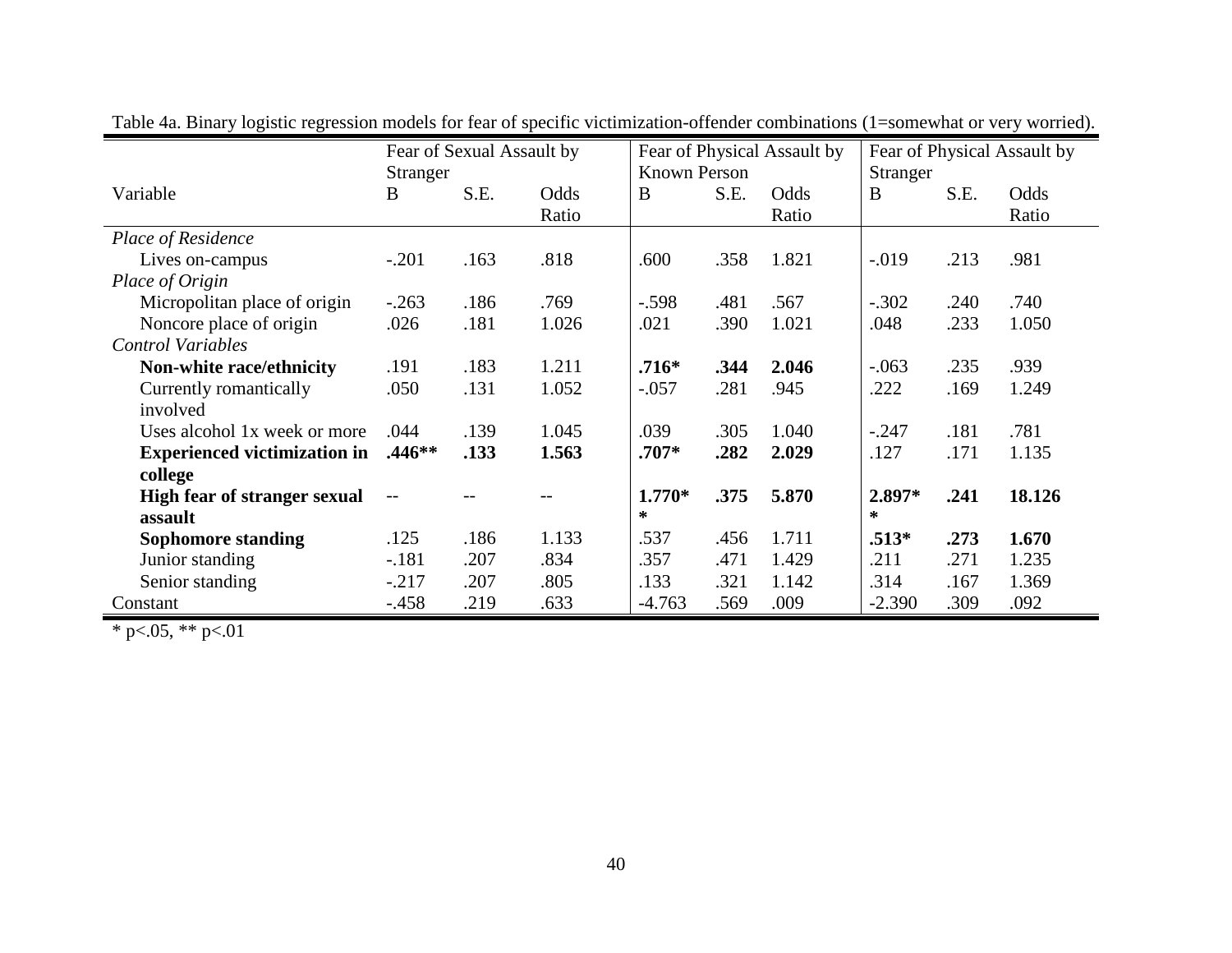Table 4a. Binary logistic regression models for fear of specific victimization-offender combinations (1=somewhat or very worried).

| Variable | Fear of Sexual Assault by Stranger | | | Fear of Physical Assault by Known Person | | | Fear of Physical Assault by Stranger | | |
|---|---|---|---|---|---|---|---|---|---|
| | B | S.E. | Odds Ratio | B | S.E. | Odds Ratio | B | S.E. | Odds Ratio |
| *Place of Residence* | | | | | | | | | |
| Lives on-campus | -.201 | .163 | .818 | .600 | .358 | 1.821 | -.019 | .213 | .981 |
| *Place of Origin* | | | | | | | | | |
| Micropolitan place of origin | -.263 | .186 | .769 | -.598 | .481 | .567 | -.302 | .240 | .740 |
| Noncore place of origin | .026 | .181 | 1.026 | .021 | .390 | 1.021 | .048 | .233 | 1.050 |
| *Control Variables* | | | | | | | | | |
| **Non-white race/ethnicity** | .191 | .183 | 1.211 | **.716*** | **.344** | **2.046** | -.063 | .235 | .939 |
| Currently romantically involved | .050 | .131 | 1.052 | -.057 | .281 | .945 | .222 | .169 | 1.249 |
| Uses alcohol 1x week or more | .044 | .139 | 1.045 | .039 | .305 | 1.040 | -.247 | .181 | .781 |
| **Experienced victimization in college** | **.446**** | **.133** | **1.563** | **.707*** | **.282** | **2.029** | .127 | .171 | 1.135 |
| **High fear of stranger sexual assault** | -- | -- | -- | **1.770**** | **.375** | **5.870** | **2.897**** | **.241** | **18.126** |
| **Sophomore standing** | .125 | .186 | 1.133 | .537 | .456 | 1.711 | **.513*** | **.273** | **1.670** |
| Junior standing | -.181 | .207 | .834 | .357 | .471 | 1.429 | .211 | .271 | 1.235 |
| Senior standing | -.217 | .207 | .805 | .133 | .321 | 1.142 | .314 | .167 | 1.369 |
| Constant | -.458 | .219 | .633 | -4.763 | .569 | .009 | -2.390 | .309 | .092 |

* p<.05, ** p<.01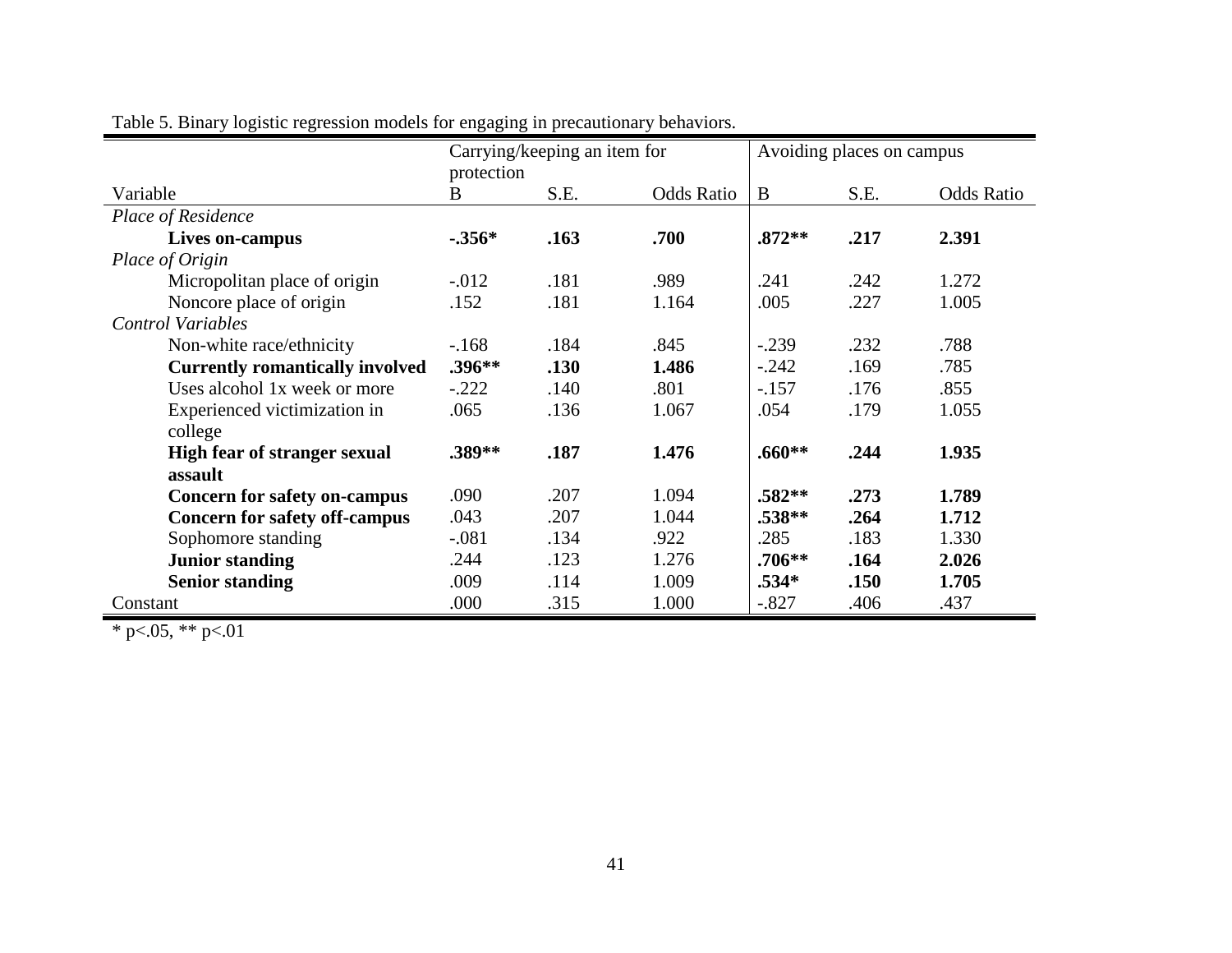Table 5. Binary logistic regression models for engaging in precautionary behaviors.

| | Carrying/keeping an item for protection | | | Avoiding places on campus | | |
|---|---|---|---|---|---|---|
| Variable | B | S.E. | Odds Ratio | B | S.E. | Odds Ratio |
| *Place of Residence* | | | | | | |
| **Lives on-campus** | **-.356*** | **.163** | **.700** | **.872**** | **.217** | **2.391** |
| *Place of Origin* | | | | | | |
| Micropolitan place of origin | -.012 | .181 | .989 | .241 | .242 | 1.272 |
| Noncore place of origin | .152 | .181 | 1.164 | .005 | .227 | 1.005 |
| *Control Variables* | | | | | | |
| Non-white race/ethnicity | -.168 | .184 | .845 | -.239 | .232 | .788 |
| **Currently romantically involved** | **.396**** | **.130** | **1.486** | -.242 | .169 | .785 |
| Uses alcohol 1x week or more | -.222 | .140 | .801 | -.157 | .176 | .855 |
| Experienced victimization in college | .065 | .136 | 1.067 | .054 | .179 | 1.055 |
| **High fear of stranger sexual assault** | **.389**** | **.187** | **1.476** | **.660**** | **.244** | **1.935** |
| **Concern for safety on-campus** | .090 | .207 | 1.094 | **.582**** | **.273** | **1.789** |
| **Concern for safety off-campus** | .043 | .207 | 1.044 | **.538**** | **.264** | **1.712** |
| Sophomore standing | -.081 | .134 | .922 | .285 | .183 | 1.330 |
| **Junior standing** | .244 | .123 | 1.276 | **.706**** | **.164** | **2.026** |
| **Senior standing** | .009 | .114 | 1.009 | **.534*** | **.150** | **1.705** |
| Constant | .000 | .315 | 1.000 | -.827 | .406 | .437 |

* p<.05, ** p<.01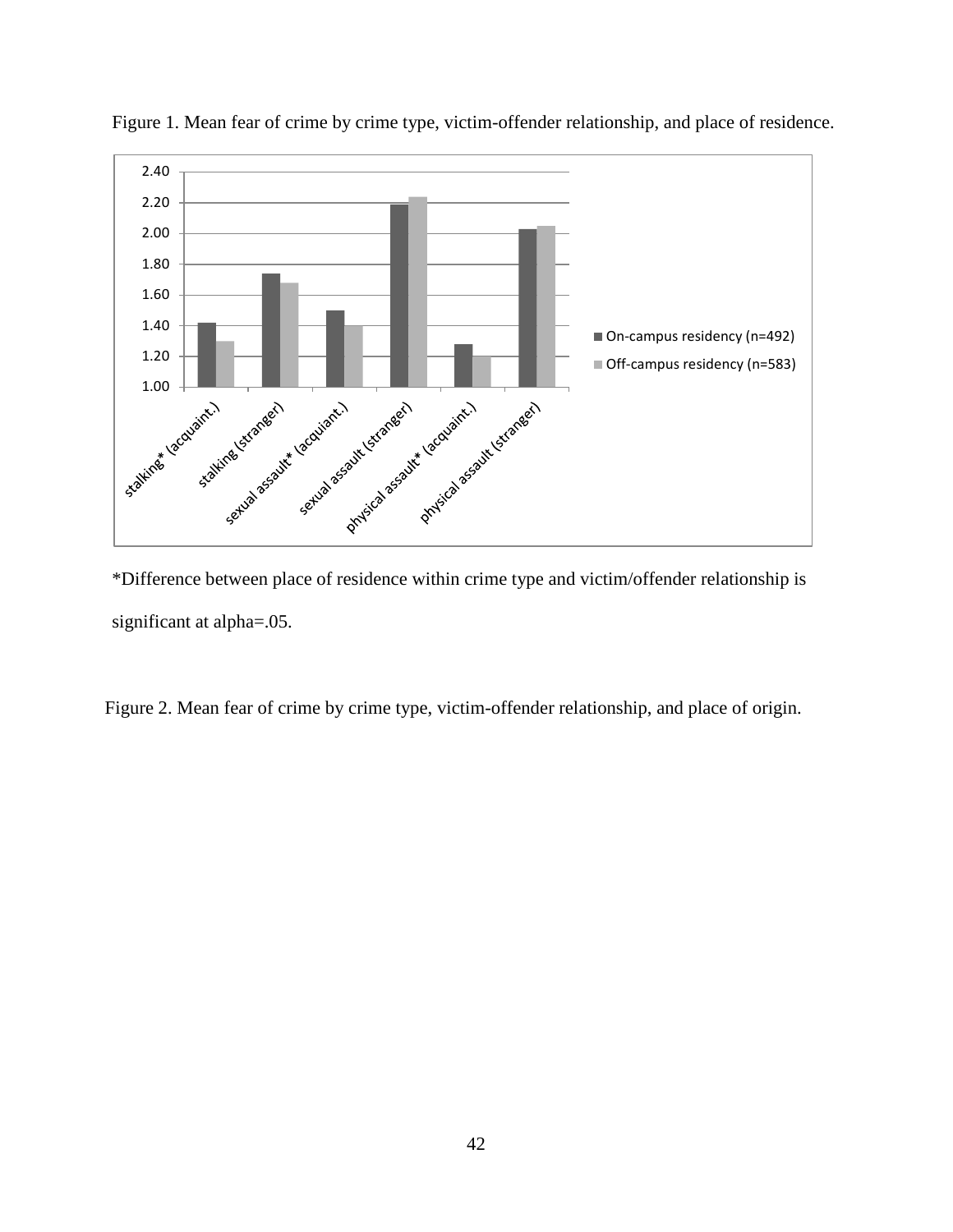Figure 1. Mean fear of crime by crime type, victim-offender relationship, and place of residence.

*Difference between place of residence within crime type and victim/offender relationship is significant at alpha=.05.

Figure 2. Mean fear of crime by crime type, victim-offender relationship, and place of origin.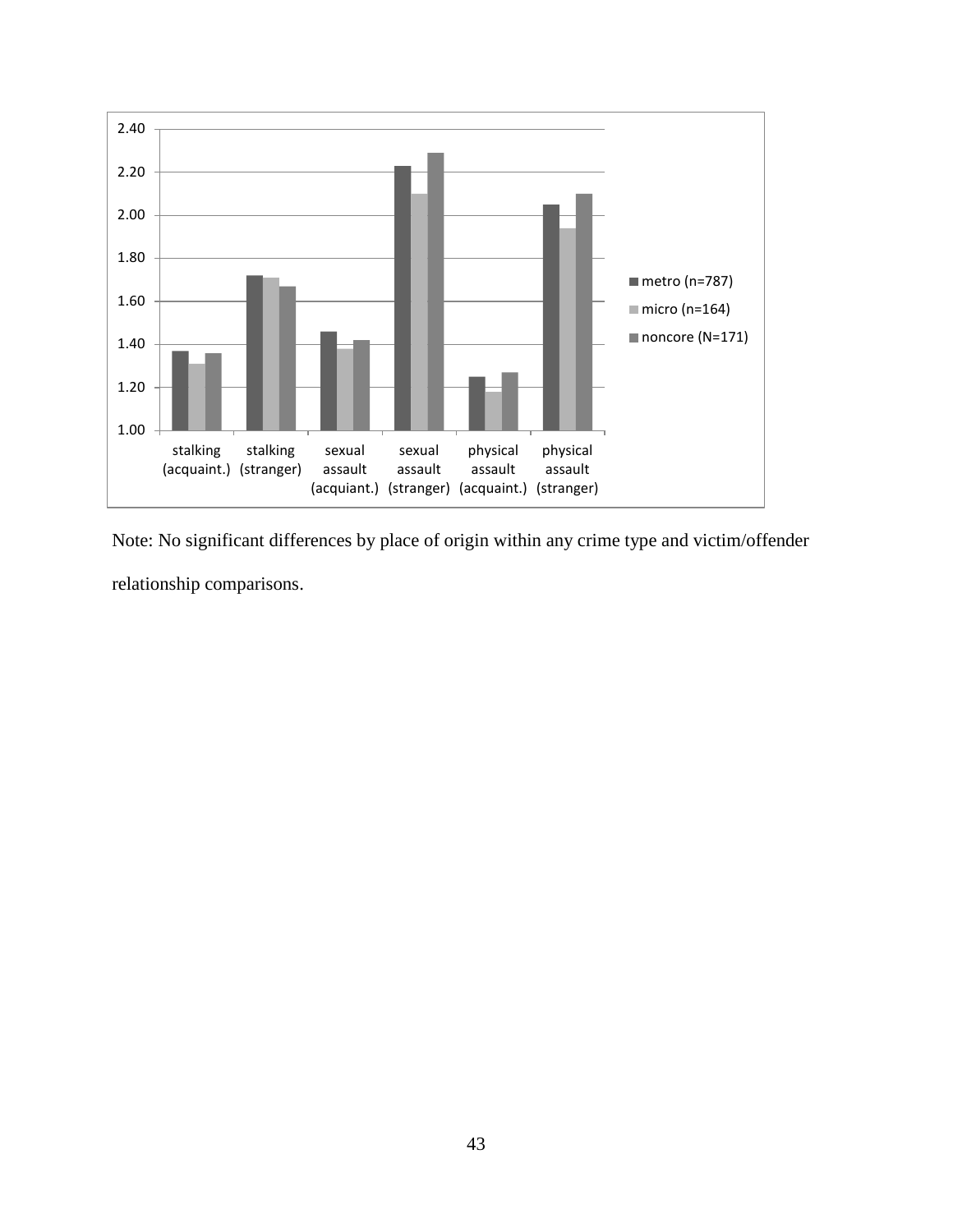2.40
2.20
2.00
1.80
1.60
1.40
1.20
1.00

stalking (acquaint.)
stalking (stranger)
sexual assault (acquiant.)
sexual assault (stranger)
physical assault (acquaint.)
physical assault (stranger)

metro (n=787)
micro (n=164)
noncore (N=171)

Note: No significant differences by place of origin within any crime type and victim/offender relationship comparisons.